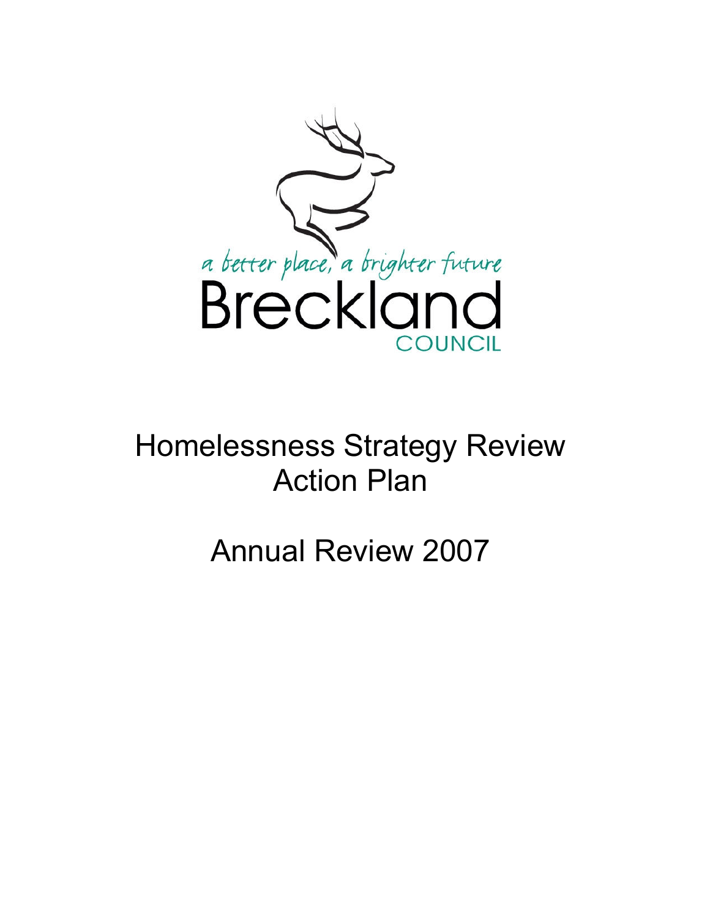a better place, a brighter future

Breckland

COUNCIL

# Homelessness Strategy Review Action Plan

# Annual Review 2007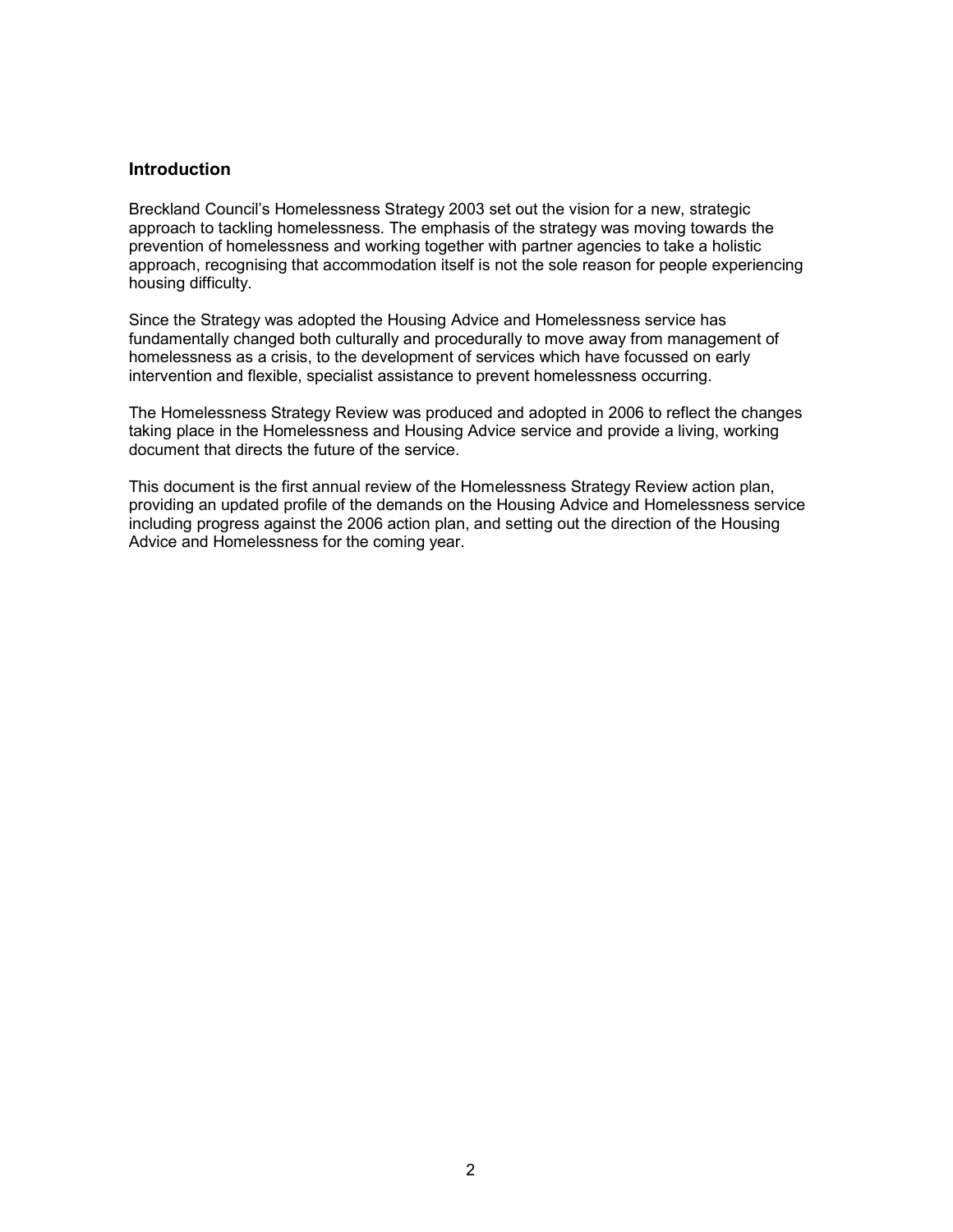## Introduction

Breckland Council's Homelessness Strategy 2003 set out the vision for a new, strategic approach to tackling homelessness. The emphasis of the strategy was moving towards the prevention of homelessness and working together with partner agencies to take a holistic approach, recognising that accommodation itself is not the sole reason for people experiencing housing difficulty.

Since the Strategy was adopted the Housing Advice and Homelessness service has fundamentally changed both culturally and procedurally to move away from management of homelessness as a crisis, to the development of services which have focussed on early intervention and flexible, specialist assistance to prevent homelessness occurring.

The Homelessness Strategy Review was produced and adopted in 2006 to reflect the changes taking place in the Homelessness and Housing Advice service and provide a living, working document that directs the future of the service.

This document is the first annual review of the Homelessness Strategy Review action plan, providing an updated profile of the demands on the Housing Advice and Homelessness service including progress against the 2006 action plan, and setting out the direction of the Housing Advice and Homelessness for the coming year.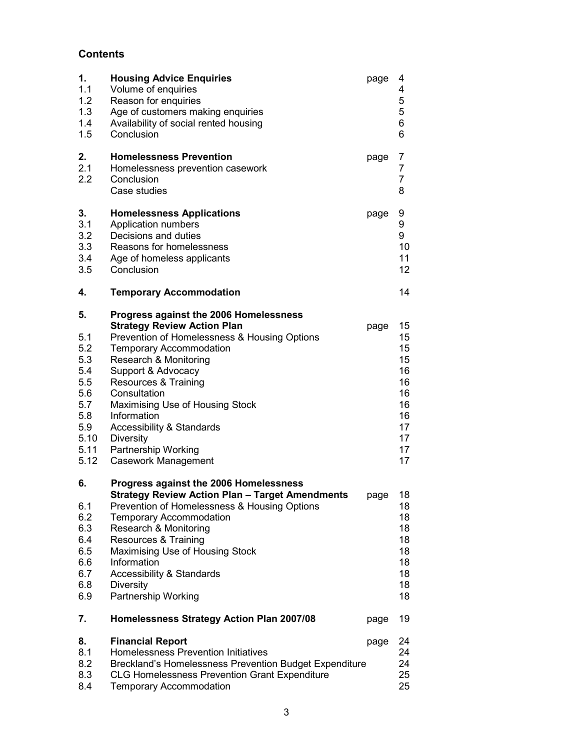## Contents

| | | | |
|---|---|---|---|
| **1.** | **Housing Advice Enquiries** | page | 4 |
| 1.1 | Volume of enquiries | | 4 |
| 1.2 | Reason for enquiries | | 5 |
| 1.3 | Age of customers making enquiries | | 5 |
| 1.4 | Availability of social rented housing | | 6 |
| 1.5 | Conclusion | | 6 |
| **2.** | **Homelessness Prevention** | page | 7 |
| 2.1 | Homelessness prevention casework | | 7 |
| 2.2 | Conclusion | | 7 |
| | Case studies | | 8 |
| **3.** | **Homelessness Applications** | page | 9 |
| 3.1 | Application numbers | | 9 |
| 3.2 | Decisions and duties | | 9 |
| 3.3 | Reasons for homelessness | | 10 |
| 3.4 | Age of homeless applicants | | 11 |
| 3.5 | Conclusion | | 12 |
| **4.** | **Temporary Accommodation** | | 14 |
| **5.** | **Progress against the 2006 Homelessness Strategy Review Action Plan** | page | 15 |
| 5.1 | Prevention of Homelessness & Housing Options | | 15 |
| 5.2 | Temporary Accommodation | | 15 |
| 5.3 | Research & Monitoring | | 15 |
| 5.4 | Support & Advocacy | | 16 |
| 5.5 | Resources & Training | | 16 |
| 5.6 | Consultation | | 16 |
| 5.7 | Maximising Use of Housing Stock | | 16 |
| 5.8 | Information | | 16 |
| 5.9 | Accessibility & Standards | | 17 |
| 5.10 | Diversity | | 17 |
| 5.11 | Partnership Working | | 17 |
| 5.12 | Casework Management | | 17 |
| **6.** | **Progress against the 2006 Homelessness Strategy Review Action Plan – Target Amendments** | page | 18 |
| 6.1 | Prevention of Homelessness & Housing Options | | 18 |
| 6.2 | Temporary Accommodation | | 18 |
| 6.3 | Research & Monitoring | | 18 |
| 6.4 | Resources & Training | | 18 |
| 6.5 | Maximising Use of Housing Stock | | 18 |
| 6.6 | Information | | 18 |
| 6.7 | Accessibility & Standards | | 18 |
| 6.8 | Diversity | | 18 |
| 6.9 | Partnership Working | | 18 |
| **7.** | **Homelessness Strategy Action Plan 2007/08** | page | 19 |
| **8.** | **Financial Report** | page | 24 |
| 8.1 | Homelessness Prevention Initiatives | | 24 |
| 8.2 | Breckland's Homelessness Prevention Budget Expenditure | | 24 |
| 8.3 | CLG Homelessness Prevention Grant Expenditure | | 25 |
| 8.4 | Temporary Accommodation | | 25 |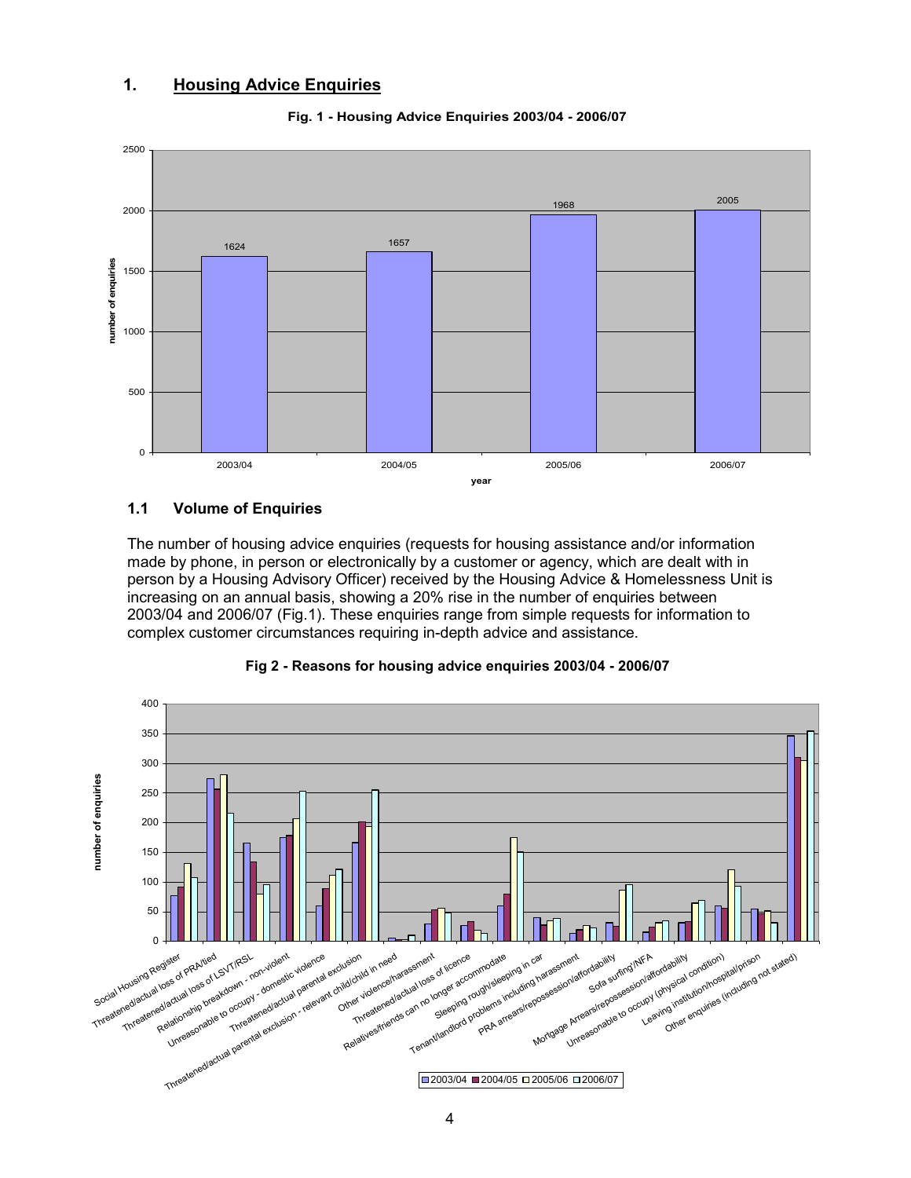## 1. Housing Advice Enquiries

**Fig. 1 - Housing Advice Enquiries 2003/04 - 2006/07**

| year | number of enquiries |
|---|---|
| 2003/04 | 1624 |
| 2004/05 | 1657 |
| 2005/06 | 1968 |
| 2006/07 | 2005 |

### 1.1 Volume of Enquiries

The number of housing advice enquiries (requests for housing assistance and/or information made by phone, in person or electronically by a customer or agency, which are dealt with in person by a Housing Advisory Officer) received by the Housing Advice & Homelessness Unit is increasing on an annual basis, showing a 20% rise in the number of enquiries between 2003/04 and 2006/07 (Fig.1). These enquiries range from simple requests for information to complex customer circumstances requiring in-depth advice and assistance.

**Fig 2 - Reasons for housing advice enquiries 2003/04 - 2006/07**

Categories (number of enquiries, 2003/04, 2004/05, 2005/06, 2006/07):

- Social Housing Register
- Threatened/actual loss of PRA/tied
- Threatened/actual loss of LSVT/RSL
- Relationship breakdown - non-violent
- Unreasonable to occupy - domestic violence
- Threatened/actual parental exclusion
- Threatened/actual parental exclusion - relevant child/child in need
- Other violence/harassment
- Threatened/actual loss of licence
- Relatives/friends can no longer accommodate
- Sleeping rough/sleeping in car
- Tenant/landlord problems including harassment
- PRA arrears/repossession/affordability
- Sofa surfing/NFA
- Mortgage Arrears/repossession/affordability
- Unreasonable to occupy (physical condition)
- Leaving institution/hospital/prison
- Other enquiries (including not stated)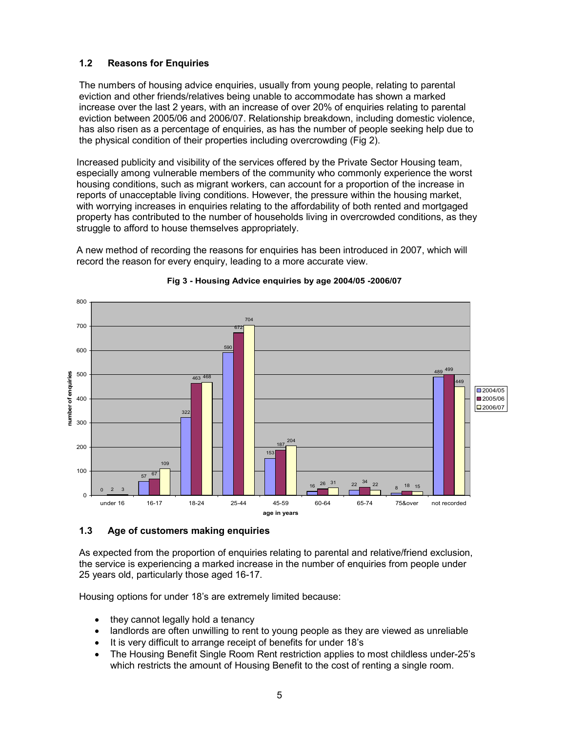## 1.2 Reasons for Enquiries

The numbers of housing advice enquiries, usually from young people, relating to parental eviction and other friends/relatives being unable to accommodate has shown a marked increase over the last 2 years, with an increase of over 20% of enquiries relating to parental eviction between 2005/06 and 2006/07. Relationship breakdown, including domestic violence, has also risen as a percentage of enquiries, as has the number of people seeking help due to the physical condition of their properties including overcrowding (Fig 2).

Increased publicity and visibility of the services offered by the Private Sector Housing team, especially among vulnerable members of the community who commonly experience the worst housing conditions, such as migrant workers, can account for a proportion of the increase in reports of unacceptable living conditions. However, the pressure within the housing market, with worrying increases in enquiries relating to the affordability of both rented and mortgaged property has contributed to the number of households living in overcrowded conditions, as they struggle to afford to house themselves appropriately.

A new method of recording the reasons for enquiries has been introduced in 2007, which will record the reason for every enquiry, leading to a more accurate view.

**Fig 3 - Housing Advice enquiries by age 2004/05 -2006/07**

| age in years | 2004/05 | 2005/06 | 2006/07 |
|---|---|---|---|
| under 16 | 0 | 2 | 3 |
| 16-17 | 57 | 67 | 109 |
| 18-24 | 322 | 463 | 468 |
| 25-44 | 590 | 672 | 704 |
| 45-59 | 153 | 187 | 204 |
| 60-64 | 16 | 26 | 31 |
| 65-74 | 22 | 34 | 22 |
| 75&over | 8 | 18 | 15 |
| not recorded | 489 | 499 | 449 |

## 1.3 Age of customers making enquiries

As expected from the proportion of enquiries relating to parental and relative/friend exclusion, the service is experiencing a marked increase in the number of enquiries from people under 25 years old, particularly those aged 16-17.

Housing options for under 18's are extremely limited because:

- they cannot legally hold a tenancy
- landlords are often unwilling to rent to young people as they are viewed as unreliable
- It is very difficult to arrange receipt of benefits for under 18's
- The Housing Benefit Single Room Rent restriction applies to most childless under-25's which restricts the amount of Housing Benefit to the cost of renting a single room.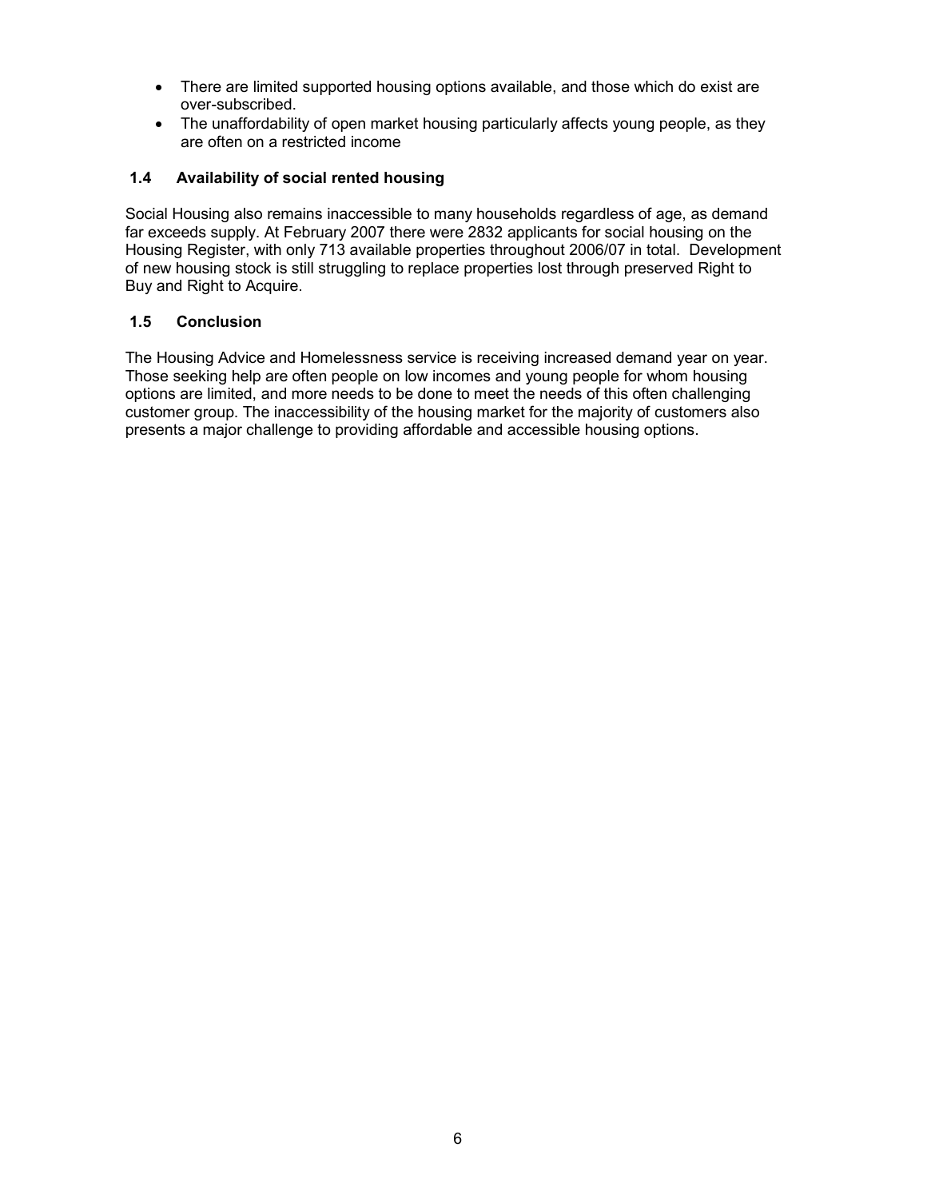- There are limited supported housing options available, and those which do exist are over-subscribed.
- The unaffordability of open market housing particularly affects young people, as they are often on a restricted income

### 1.4 Availability of social rented housing

Social Housing also remains inaccessible to many households regardless of age, as demand far exceeds supply. At February 2007 there were 2832 applicants for social housing on the Housing Register, with only 713 available properties throughout 2006/07 in total. Development of new housing stock is still struggling to replace properties lost through preserved Right to Buy and Right to Acquire.

### 1.5 Conclusion

The Housing Advice and Homelessness service is receiving increased demand year on year. Those seeking help are often people on low incomes and young people for whom housing options are limited, and more needs to be done to meet the needs of this often challenging customer group. The inaccessibility of the housing market for the majority of customers also presents a major challenge to providing affordable and accessible housing options.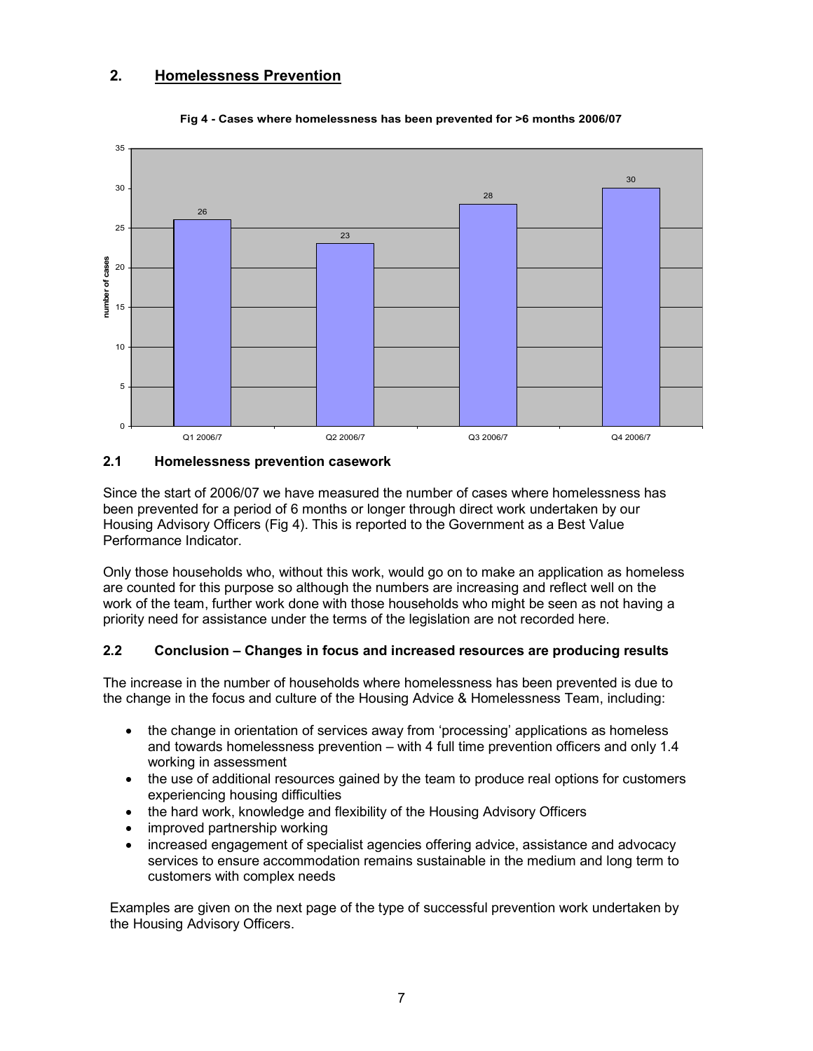## 2. Homelessness Prevention

**Fig 4 - Cases where homelessness has been prevented for >6 months 2006/07**

| Quarter | Number of cases |
|---|---|
| Q1 2006/7 | 26 |
| Q2 2006/7 | 23 |
| Q3 2006/7 | 28 |
| Q4 2006/7 | 30 |

### 2.1 Homelessness prevention casework

Since the start of 2006/07 we have measured the number of cases where homelessness has been prevented for a period of 6 months or longer through direct work undertaken by our Housing Advisory Officers (Fig 4). This is reported to the Government as a Best Value Performance Indicator.

Only those households who, without this work, would go on to make an application as homeless are counted for this purpose so although the numbers are increasing and reflect well on the work of the team, further work done with those households who might be seen as not having a priority need for assistance under the terms of the legislation are not recorded here.

### 2.2 Conclusion – Changes in focus and increased resources are producing results

The increase in the number of households where homelessness has been prevented is due to the change in the focus and culture of the Housing Advice & Homelessness Team, including:

- the change in orientation of services away from 'processing' applications as homeless and towards homelessness prevention – with 4 full time prevention officers and only 1.4 working in assessment
- the use of additional resources gained by the team to produce real options for customers experiencing housing difficulties
- the hard work, knowledge and flexibility of the Housing Advisory Officers
- improved partnership working
- increased engagement of specialist agencies offering advice, assistance and advocacy services to ensure accommodation remains sustainable in the medium and long term to customers with complex needs

Examples are given on the next page of the type of successful prevention work undertaken by the Housing Advisory Officers.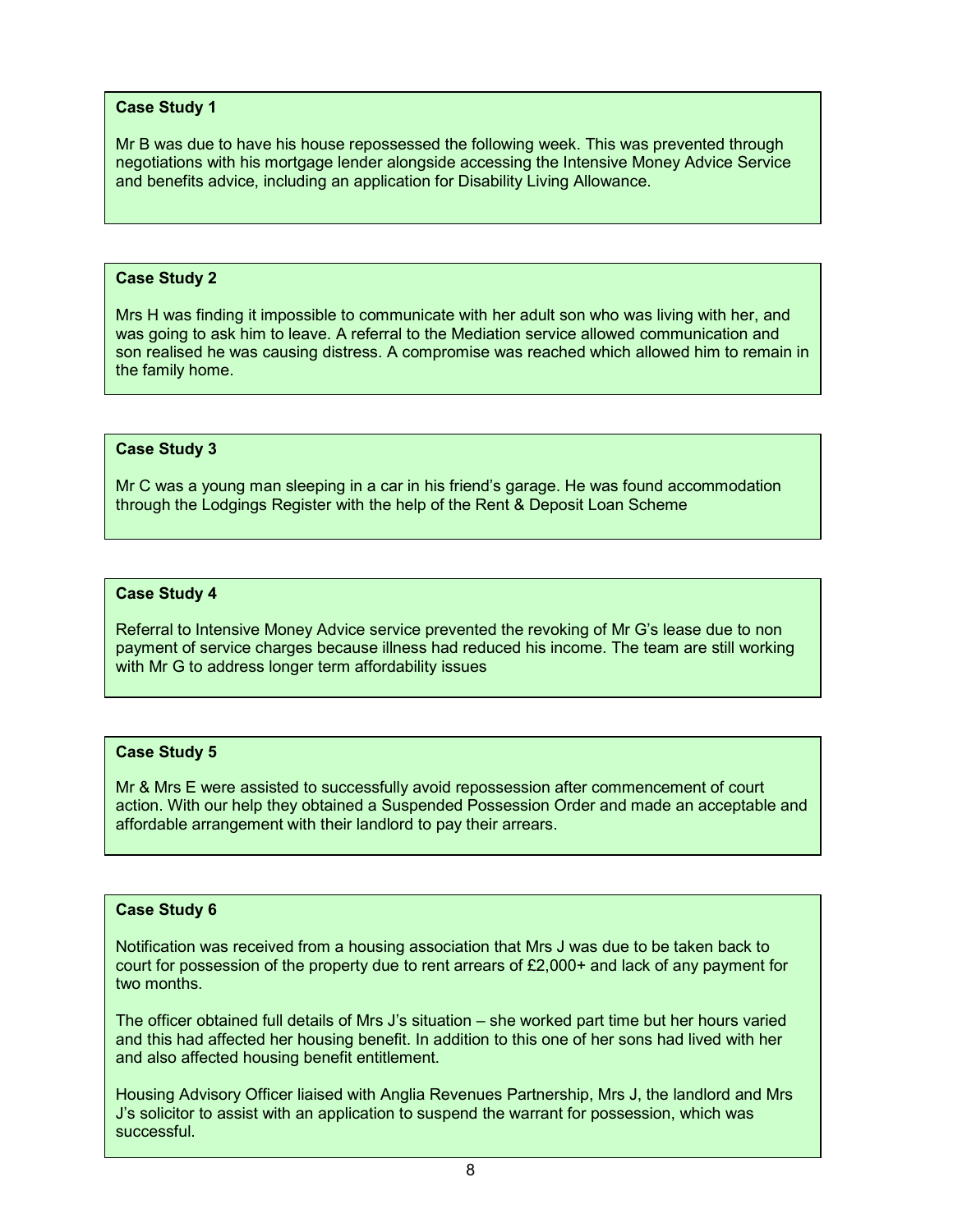**Case Study 1**

Mr B was due to have his house repossessed the following week. This was prevented through negotiations with his mortgage lender alongside accessing the Intensive Money Advice Service and benefits advice, including an application for Disability Living Allowance.

**Case Study 2**

Mrs H was finding it impossible to communicate with her adult son who was living with her, and was going to ask him to leave. A referral to the Mediation service allowed communication and son realised he was causing distress. A compromise was reached which allowed him to remain in the family home.

**Case Study 3**

Mr C was a young man sleeping in a car in his friend's garage. He was found accommodation through the Lodgings Register with the help of the Rent & Deposit Loan Scheme

**Case Study 4**

Referral to Intensive Money Advice service prevented the revoking of Mr G's lease due to non payment of service charges because illness had reduced his income. The team are still working with Mr G to address longer term affordability issues

**Case Study 5**

Mr & Mrs E were assisted to successfully avoid repossession after commencement of court action. With our help they obtained a Suspended Possession Order and made an acceptable and affordable arrangement with their landlord to pay their arrears.

**Case Study 6**

Notification was received from a housing association that Mrs J was due to be taken back to court for possession of the property due to rent arrears of £2,000+ and lack of any payment for two months.

The officer obtained full details of Mrs J's situation – she worked part time but her hours varied and this had affected her housing benefit. In addition to this one of her sons had lived with her and also affected housing benefit entitlement.

Housing Advisory Officer liaised with Anglia Revenues Partnership, Mrs J, the landlord and Mrs J's solicitor to assist with an application to suspend the warrant for possession, which was successful.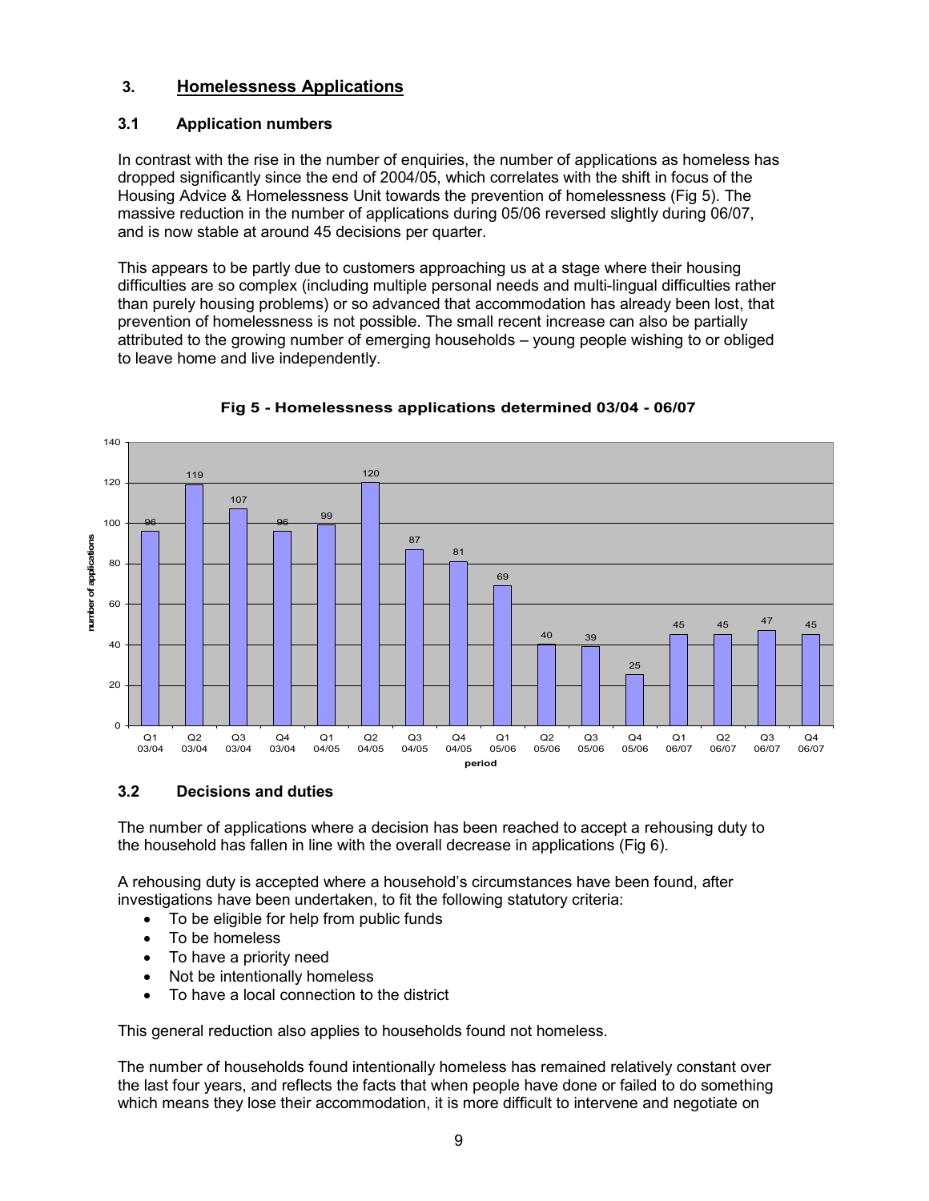## 3. Homelessness Applications

### 3.1 Application numbers

In contrast with the rise in the number of enquiries, the number of applications as homeless has dropped significantly since the end of 2004/05, which correlates with the shift in focus of the Housing Advice & Homelessness Unit towards the prevention of homelessness (Fig 5). The massive reduction in the number of applications during 05/06 reversed slightly during 06/07, and is now stable at around 45 decisions per quarter.

This appears to be partly due to customers approaching us at a stage where their housing difficulties are so complex (including multiple personal needs and multi-lingual difficulties rather than purely housing problems) or so advanced that accommodation has already been lost, that prevention of homelessness is not possible. The small recent increase can also be partially attributed to the growing number of emerging households – young people wishing to or obliged to leave home and live independently.

**Fig 5 - Homelessness applications determined 03/04 - 06/07**

| period | number of applications |
|---|---|
| Q1 03/04 | 96 |
| Q2 03/04 | 119 |
| Q3 03/04 | 107 |
| Q4 03/04 | 96 |
| Q1 04/05 | 99 |
| Q2 04/05 | 120 |
| Q3 04/05 | 87 |
| Q4 04/05 | 81 |
| Q1 05/06 | 69 |
| Q2 05/06 | 40 |
| Q3 05/06 | 39 |
| Q4 05/06 | 25 |
| Q1 06/07 | 45 |
| Q2 06/07 | 45 |
| Q3 06/07 | 47 |
| Q4 06/07 | 45 |

### 3.2 Decisions and duties

The number of applications where a decision has been reached to accept a rehousing duty to the household has fallen in line with the overall decrease in applications (Fig 6).

A rehousing duty is accepted where a household's circumstances have been found, after investigations have been undertaken, to fit the following statutory criteria:

- To be eligible for help from public funds
- To be homeless
- To have a priority need
- Not be intentionally homeless
- To have a local connection to the district

This general reduction also applies to households found not homeless.

The number of households found intentionally homeless has remained relatively constant over the last four years, and reflects the facts that when people have done or failed to do something which means they lose their accommodation, it is more difficult to intervene and negotiate on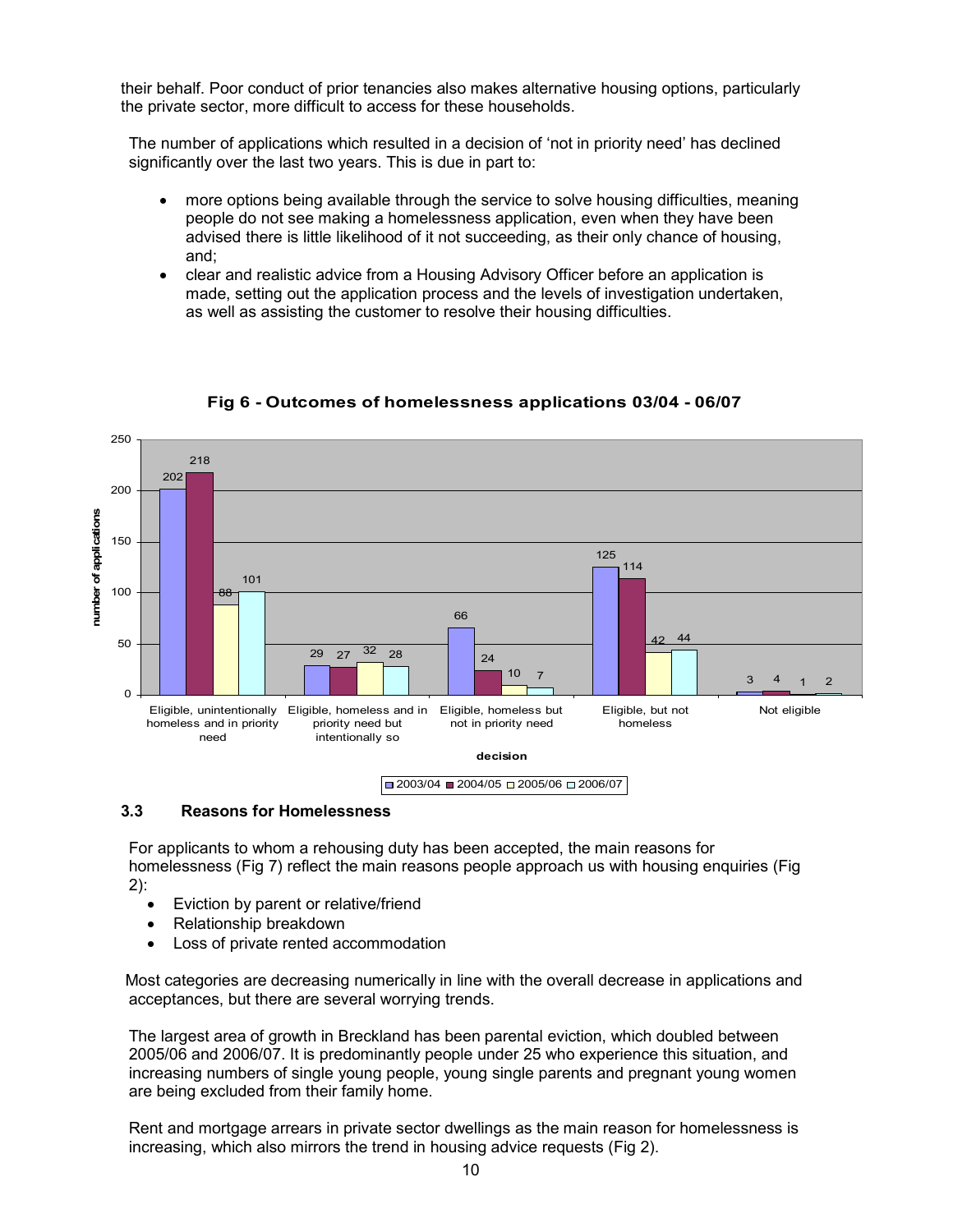their behalf. Poor conduct of prior tenancies also makes alternative housing options, particularly the private sector, more difficult to access for these households.

The number of applications which resulted in a decision of 'not in priority need' has declined significantly over the last two years. This is due in part to:

- more options being available through the service to solve housing difficulties, meaning people do not see making a homelessness application, even when they have been advised there is little likelihood of it not succeeding, as their only chance of housing, and;
- clear and realistic advice from a Housing Advisory Officer before an application is made, setting out the application process and the levels of investigation undertaken, as well as assisting the customer to resolve their housing difficulties.

**Fig 6 - Outcomes of homelessness applications 03/04 - 06/07**

| decision | 2003/04 | 2004/05 | 2005/06 | 2006/07 |
|---|---|---|---|---|
| Eligible, unintentionally homeless and in priority need | 202 | 218 | 88 | 101 |
| Eligible, homeless and in priority need but intentionally so | 29 | 27 | 32 | 28 |
| Eligible, homeless but not in priority need | 66 | 24 | 10 | 7 |
| Eligible, but not homeless | 125 | 114 | 42 | 44 |
| Not eligible | 3 | 4 | 1 | 2 |

### 3.3 Reasons for Homelessness

For applicants to whom a rehousing duty has been accepted, the main reasons for homelessness (Fig 7) reflect the main reasons people approach us with housing enquiries (Fig 2):

- Eviction by parent or relative/friend
- Relationship breakdown
- Loss of private rented accommodation

Most categories are decreasing numerically in line with the overall decrease in applications and acceptances, but there are several worrying trends.

The largest area of growth in Breckland has been parental eviction, which doubled between 2005/06 and 2006/07. It is predominantly people under 25 who experience this situation, and increasing numbers of single young people, young single parents and pregnant young women are being excluded from their family home.

Rent and mortgage arrears in private sector dwellings as the main reason for homelessness is increasing, which also mirrors the trend in housing advice requests (Fig 2).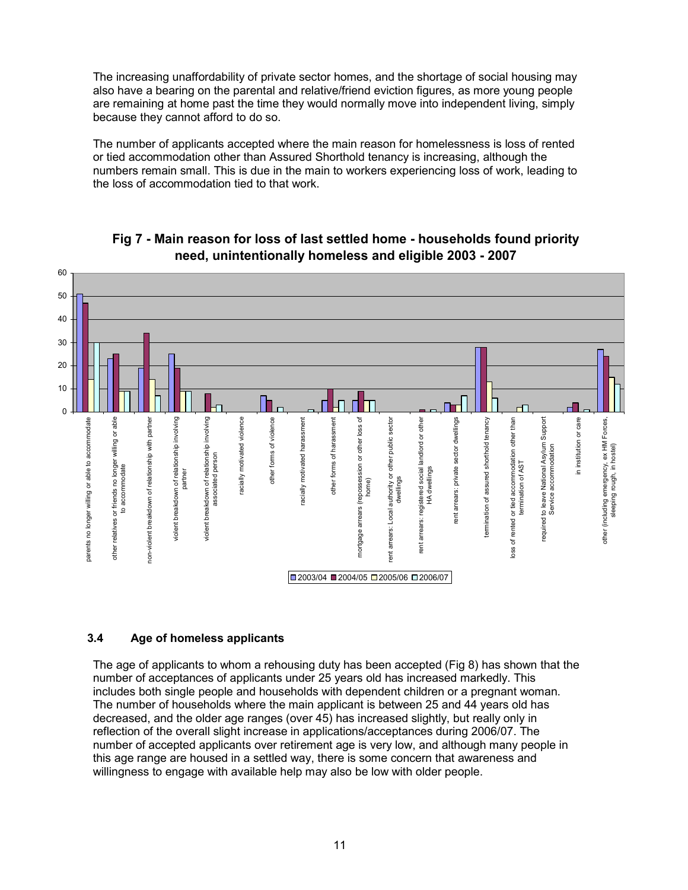The increasing unaffordability of private sector homes, and the shortage of social housing may also have a bearing on the parental and relative/friend eviction figures, as more young people are remaining at home past the time they would normally move into independent living, simply because they cannot afford to do so.

The number of applicants accepted where the main reason for homelessness is loss of rented or tied accommodation other than Assured Shorthold tenancy is increasing, although the numbers remain small. This is due in the main to workers experiencing loss of work, leading to the loss of accommodation tied to that work.

**Fig 7 - Main reason for loss of last settled home - households found priority need, unintentionally homeless and eligible 2003 - 2007**

### 3.4 Age of homeless applicants

The age of applicants to whom a rehousing duty has been accepted (Fig 8) has shown that the number of acceptances of applicants under 25 years old has increased markedly. This includes both single people and households with dependent children or a pregnant woman. The number of households where the main applicant is between 25 and 44 years old has decreased, and the older age ranges (over 45) has increased slightly, but really only in reflection of the overall slight increase in applications/acceptances during 2006/07. The number of accepted applicants over retirement age is very low, and although many people in this age range are housed in a settled way, there is some concern that awareness and willingness to engage with available help may also be low with older people.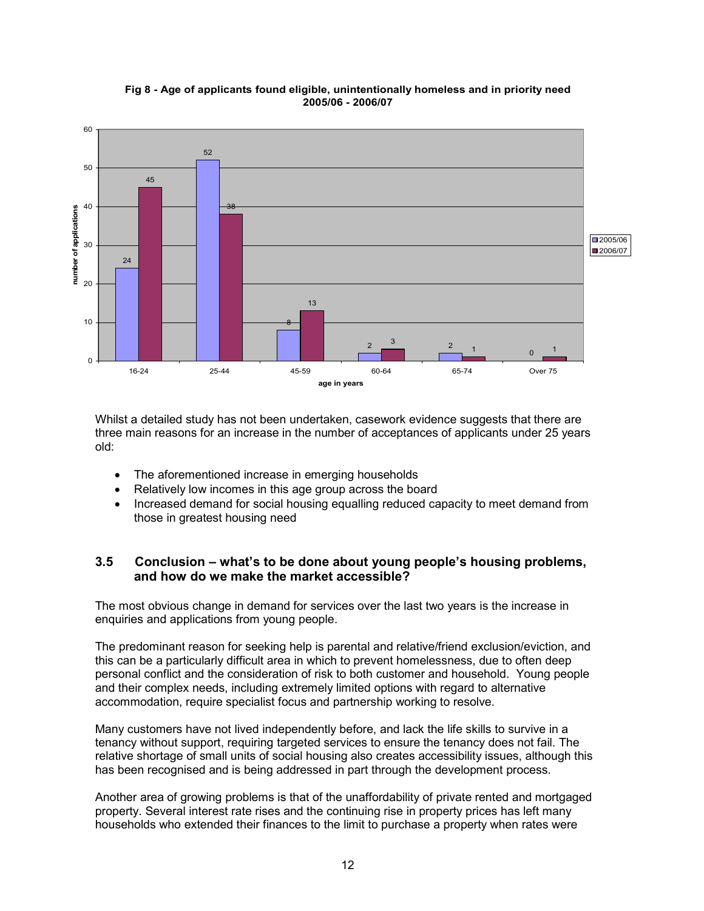**Fig 8 - Age of applicants found eligible, unintentionally homeless and in priority need 2005/06 - 2006/07**

| age in years | 2005/06 | 2006/07 |
|---|---|---|
| 16-24 | 24 | 45 |
| 25-44 | 52 | 38 |
| 45-59 | 8 | 13 |
| 60-64 | 2 | 3 |
| 65-74 | 2 | 1 |
| Over 75 | 0 | 1 |

Whilst a detailed study has not been undertaken, casework evidence suggests that there are three main reasons for an increase in the number of acceptances of applicants under 25 years old:

- The aforementioned increase in emerging households
- Relatively low incomes in this age group across the board
- Increased demand for social housing equalling reduced capacity to meet demand from those in greatest housing need

### 3.5 Conclusion – what's to be done about young people's housing problems, and how do we make the market accessible?

The most obvious change in demand for services over the last two years is the increase in enquiries and applications from young people.

The predominant reason for seeking help is parental and relative/friend exclusion/eviction, and this can be a particularly difficult area in which to prevent homelessness, due to often deep personal conflict and the consideration of risk to both customer and household. Young people and their complex needs, including extremely limited options with regard to alternative accommodation, require specialist focus and partnership working to resolve.

Many customers have not lived independently before, and lack the life skills to survive in a tenancy without support, requiring targeted services to ensure the tenancy does not fail. The relative shortage of small units of social housing also creates accessibility issues, although this has been recognised and is being addressed in part through the development process.

Another area of growing problems is that of the unaffordability of private rented and mortgaged property. Several interest rate rises and the continuing rise in property prices has left many households who extended their finances to the limit to purchase a property when rates were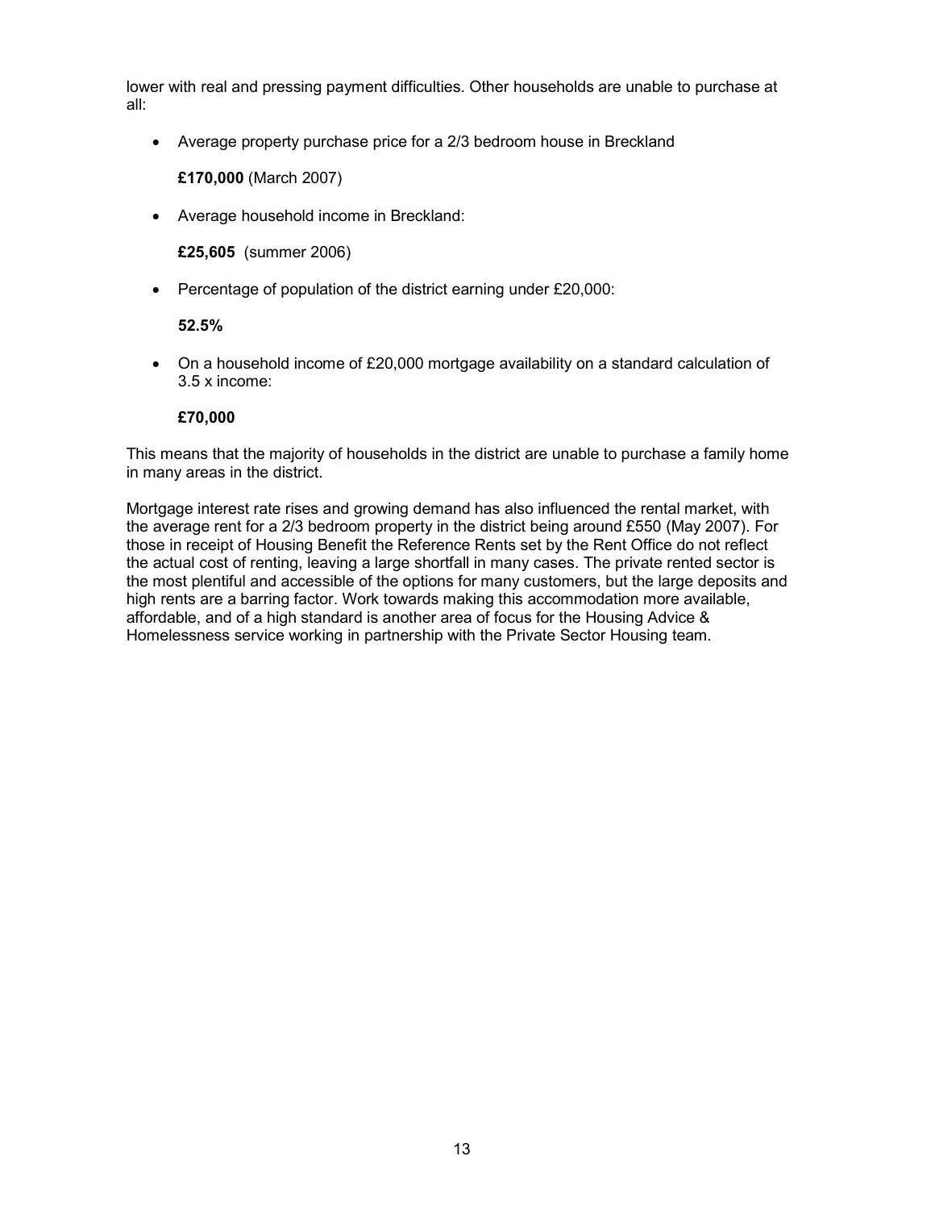lower with real and pressing payment difficulties. Other households are unable to purchase at all:

- Average property purchase price for a 2/3 bedroom house in Breckland

  **£170,000** (March 2007)

- Average household income in Breckland:

  **£25,605** (summer 2006)

- Percentage of population of the district earning under £20,000:

  **52.5%**

- On a household income of £20,000 mortgage availability on a standard calculation of 3.5 x income:

  **£70,000**

This means that the majority of households in the district are unable to purchase a family home in many areas in the district.

Mortgage interest rate rises and growing demand has also influenced the rental market, with the average rent for a 2/3 bedroom property in the district being around £550 (May 2007). For those in receipt of Housing Benefit the Reference Rents set by the Rent Office do not reflect the actual cost of renting, leaving a large shortfall in many cases. The private rented sector is the most plentiful and accessible of the options for many customers, but the large deposits and high rents are a barring factor. Work towards making this accommodation more available, affordable, and of a high standard is another area of focus for the Housing Advice & Homelessness service working in partnership with the Private Sector Housing team.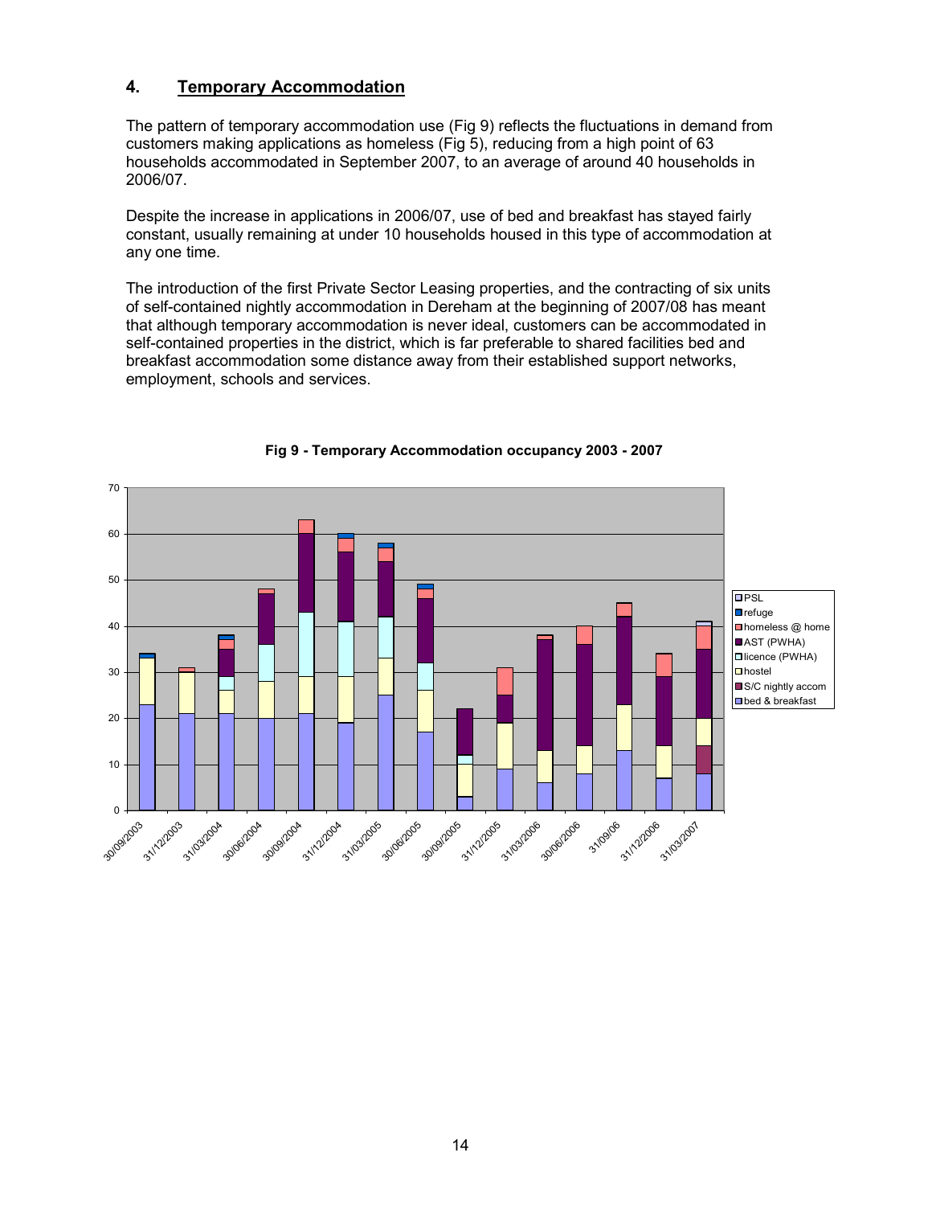## 4. Temporary Accommodation

The pattern of temporary accommodation use (Fig 9) reflects the fluctuations in demand from customers making applications as homeless (Fig 5), reducing from a high point of 63 households accommodated in September 2007, to an average of around 40 households in 2006/07.

Despite the increase in applications in 2006/07, use of bed and breakfast has stayed fairly constant, usually remaining at under 10 households housed in this type of accommodation at any one time.

The introduction of the first Private Sector Leasing properties, and the contracting of six units of self-contained nightly accommodation in Dereham at the beginning of 2007/08 has meant that although temporary accommodation is never ideal, customers can be accommodated in self-contained properties in the district, which is far preferable to shared facilities bed and breakfast accommodation some distance away from their established support networks, employment, schools and services.

**Fig 9 - Temporary Accommodation occupancy 2003 - 2007**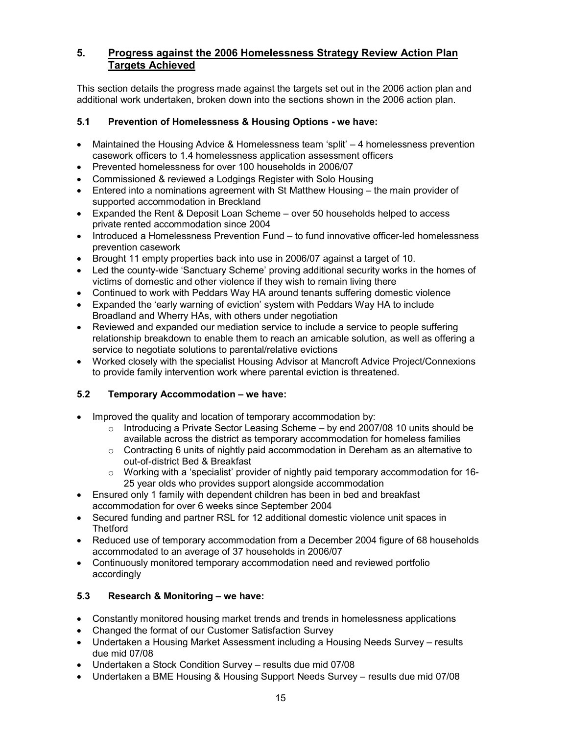## 5. Progress against the 2006 Homelessness Strategy Review Action Plan Targets Achieved

This section details the progress made against the targets set out in the 2006 action plan and additional work undertaken, broken down into the sections shown in the 2006 action plan.

### 5.1 Prevention of Homelessness & Housing Options - we have:

- Maintained the Housing Advice & Homelessness team 'split' – 4 homelessness prevention casework officers to 1.4 homelessness application assessment officers
- Prevented homelessness for over 100 households in 2006/07
- Commissioned & reviewed a Lodgings Register with Solo Housing
- Entered into a nominations agreement with St Matthew Housing – the main provider of supported accommodation in Breckland
- Expanded the Rent & Deposit Loan Scheme – over 50 households helped to access private rented accommodation since 2004
- Introduced a Homelessness Prevention Fund – to fund innovative officer-led homelessness prevention casework
- Brought 11 empty properties back into use in 2006/07 against a target of 10.
- Led the county-wide 'Sanctuary Scheme' proving additional security works in the homes of victims of domestic and other violence if they wish to remain living there
- Continued to work with Peddars Way HA around tenants suffering domestic violence
- Expanded the 'early warning of eviction' system with Peddars Way HA to include Broadland and Wherry HAs, with others under negotiation
- Reviewed and expanded our mediation service to include a service to people suffering relationship breakdown to enable them to reach an amicable solution, as well as offering a service to negotiate solutions to parental/relative evictions
- Worked closely with the specialist Housing Advisor at Mancroft Advice Project/Connexions to provide family intervention work where parental eviction is threatened.

### 5.2 Temporary Accommodation – we have:

- Improved the quality and location of temporary accommodation by:
  - Introducing a Private Sector Leasing Scheme – by end 2007/08 10 units should be available across the district as temporary accommodation for homeless families
  - Contracting 6 units of nightly paid accommodation in Dereham as an alternative to out-of-district Bed & Breakfast
  - Working with a 'specialist' provider of nightly paid temporary accommodation for 16-25 year olds who provides support alongside accommodation
- Ensured only 1 family with dependent children has been in bed and breakfast accommodation for over 6 weeks since September 2004
- Secured funding and partner RSL for 12 additional domestic violence unit spaces in Thetford
- Reduced use of temporary accommodation from a December 2004 figure of 68 households accommodated to an average of 37 households in 2006/07
- Continuously monitored temporary accommodation need and reviewed portfolio accordingly

### 5.3 Research & Monitoring – we have:

- Constantly monitored housing market trends and trends in homelessness applications
- Changed the format of our Customer Satisfaction Survey
- Undertaken a Housing Market Assessment including a Housing Needs Survey – results due mid 07/08
- Undertaken a Stock Condition Survey – results due mid 07/08
- Undertaken a BME Housing & Housing Support Needs Survey – results due mid 07/08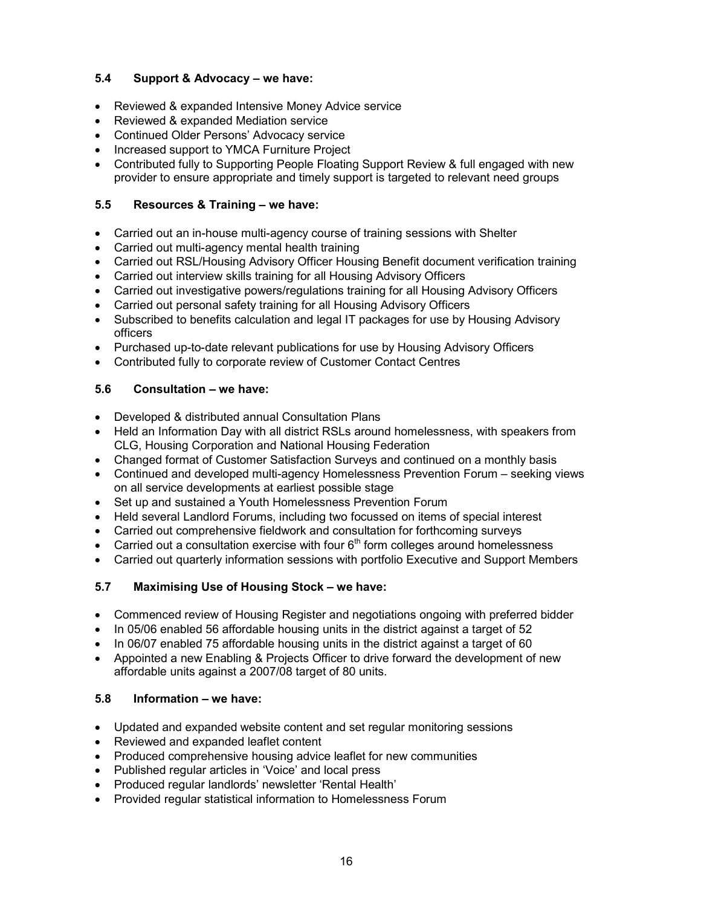### 5.4 Support & Advocacy – we have:

- Reviewed & expanded Intensive Money Advice service
- Reviewed & expanded Mediation service
- Continued Older Persons' Advocacy service
- Increased support to YMCA Furniture Project
- Contributed fully to Supporting People Floating Support Review & full engaged with new provider to ensure appropriate and timely support is targeted to relevant need groups

### 5.5 Resources & Training – we have:

- Carried out an in-house multi-agency course of training sessions with Shelter
- Carried out multi-agency mental health training
- Carried out RSL/Housing Advisory Officer Housing Benefit document verification training
- Carried out interview skills training for all Housing Advisory Officers
- Carried out investigative powers/regulations training for all Housing Advisory Officers
- Carried out personal safety training for all Housing Advisory Officers
- Subscribed to benefits calculation and legal IT packages for use by Housing Advisory officers
- Purchased up-to-date relevant publications for use by Housing Advisory Officers
- Contributed fully to corporate review of Customer Contact Centres

### 5.6 Consultation – we have:

- Developed & distributed annual Consultation Plans
- Held an Information Day with all district RSLs around homelessness, with speakers from CLG, Housing Corporation and National Housing Federation
- Changed format of Customer Satisfaction Surveys and continued on a monthly basis
- Continued and developed multi-agency Homelessness Prevention Forum – seeking views on all service developments at earliest possible stage
- Set up and sustained a Youth Homelessness Prevention Forum
- Held several Landlord Forums, including two focussed on items of special interest
- Carried out comprehensive fieldwork and consultation for forthcoming surveys
- Carried out a consultation exercise with four 6th form colleges around homelessness
- Carried out quarterly information sessions with portfolio Executive and Support Members

### 5.7 Maximising Use of Housing Stock – we have:

- Commenced review of Housing Register and negotiations ongoing with preferred bidder
- In 05/06 enabled 56 affordable housing units in the district against a target of 52
- In 06/07 enabled 75 affordable housing units in the district against a target of 60
- Appointed a new Enabling & Projects Officer to drive forward the development of new affordable units against a 2007/08 target of 80 units.

### 5.8 Information – we have:

- Updated and expanded website content and set regular monitoring sessions
- Reviewed and expanded leaflet content
- Produced comprehensive housing advice leaflet for new communities
- Published regular articles in 'Voice' and local press
- Produced regular landlords' newsletter 'Rental Health'
- Provided regular statistical information to Homelessness Forum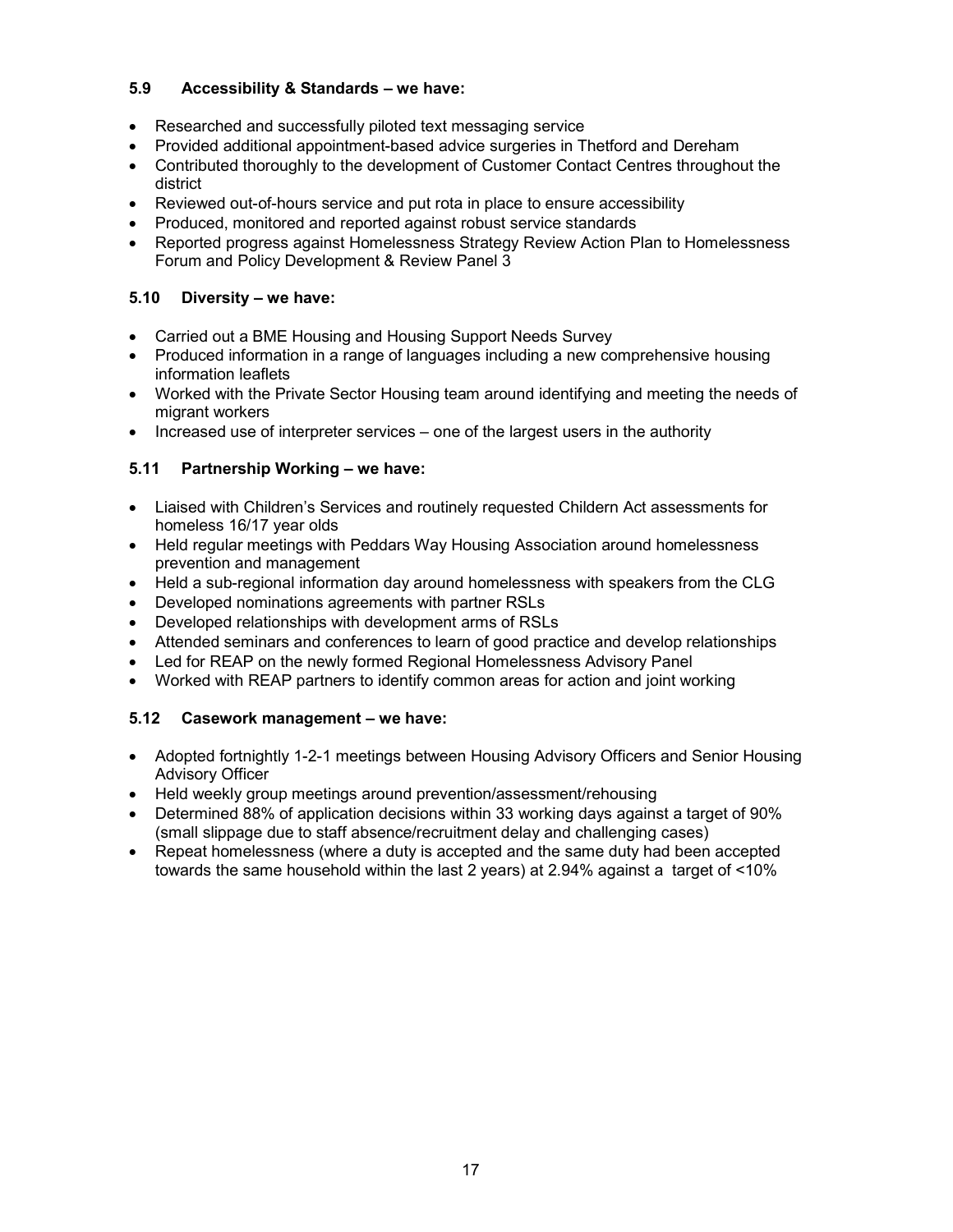### 5.9 Accessibility & Standards – we have:

- Researched and successfully piloted text messaging service
- Provided additional appointment-based advice surgeries in Thetford and Dereham
- Contributed thoroughly to the development of Customer Contact Centres throughout the district
- Reviewed out-of-hours service and put rota in place to ensure accessibility
- Produced, monitored and reported against robust service standards
- Reported progress against Homelessness Strategy Review Action Plan to Homelessness Forum and Policy Development & Review Panel 3

### 5.10 Diversity – we have:

- Carried out a BME Housing and Housing Support Needs Survey
- Produced information in a range of languages including a new comprehensive housing information leaflets
- Worked with the Private Sector Housing team around identifying and meeting the needs of migrant workers
- Increased use of interpreter services – one of the largest users in the authority

### 5.11 Partnership Working – we have:

- Liaised with Children's Services and routinely requested Childern Act assessments for homeless 16/17 year olds
- Held regular meetings with Peddars Way Housing Association around homelessness prevention and management
- Held a sub-regional information day around homelessness with speakers from the CLG
- Developed nominations agreements with partner RSLs
- Developed relationships with development arms of RSLs
- Attended seminars and conferences to learn of good practice and develop relationships
- Led for REAP on the newly formed Regional Homelessness Advisory Panel
- Worked with REAP partners to identify common areas for action and joint working

### 5.12 Casework management – we have:

- Adopted fortnightly 1-2-1 meetings between Housing Advisory Officers and Senior Housing Advisory Officer
- Held weekly group meetings around prevention/assessment/rehousing
- Determined 88% of application decisions within 33 working days against a target of 90% (small slippage due to staff absence/recruitment delay and challenging cases)
- Repeat homelessness (where a duty is accepted and the same duty had been accepted towards the same household within the last 2 years) at 2.94% against a target of <10%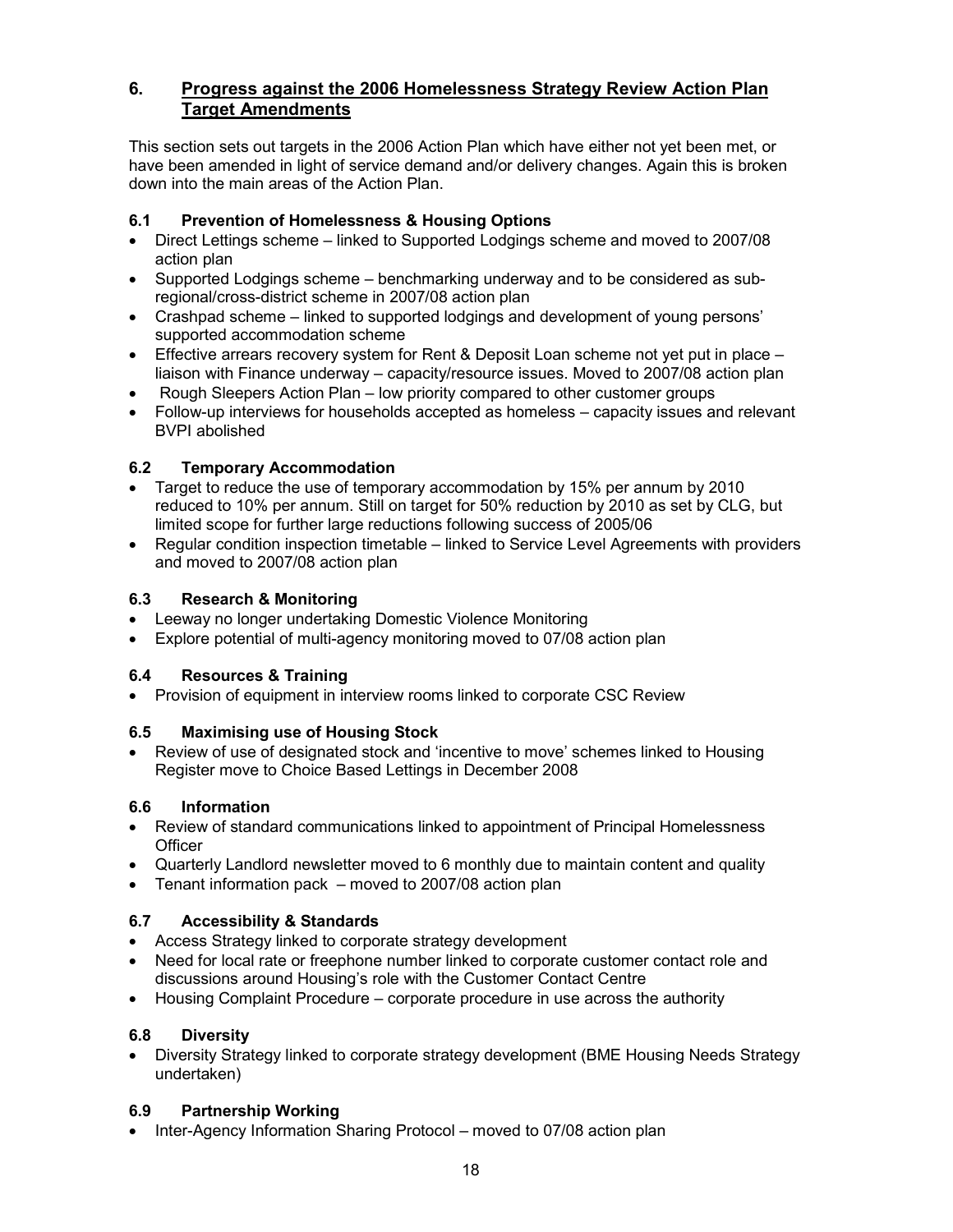## 6. Progress against the 2006 Homelessness Strategy Review Action Plan Target Amendments

This section sets out targets in the 2006 Action Plan which have either not yet been met, or have been amended in light of service demand and/or delivery changes. Again this is broken down into the main areas of the Action Plan.

### 6.1 Prevention of Homelessness & Housing Options

- Direct Lettings scheme – linked to Supported Lodgings scheme and moved to 2007/08 action plan
- Supported Lodgings scheme – benchmarking underway and to be considered as sub-regional/cross-district scheme in 2007/08 action plan
- Crashpad scheme – linked to supported lodgings and development of young persons' supported accommodation scheme
- Effective arrears recovery system for Rent & Deposit Loan scheme not yet put in place – liaison with Finance underway – capacity/resource issues. Moved to 2007/08 action plan
- Rough Sleepers Action Plan – low priority compared to other customer groups
- Follow-up interviews for households accepted as homeless – capacity issues and relevant BVPI abolished

### 6.2 Temporary Accommodation

- Target to reduce the use of temporary accommodation by 15% per annum by 2010 reduced to 10% per annum. Still on target for 50% reduction by 2010 as set by CLG, but limited scope for further large reductions following success of 2005/06
- Regular condition inspection timetable – linked to Service Level Agreements with providers and moved to 2007/08 action plan

### 6.3 Research & Monitoring

- Leeway no longer undertaking Domestic Violence Monitoring
- Explore potential of multi-agency monitoring moved to 07/08 action plan

### 6.4 Resources & Training

- Provision of equipment in interview rooms linked to corporate CSC Review

### 6.5 Maximising use of Housing Stock

- Review of use of designated stock and 'incentive to move' schemes linked to Housing Register move to Choice Based Lettings in December 2008

### 6.6 Information

- Review of standard communications linked to appointment of Principal Homelessness Officer
- Quarterly Landlord newsletter moved to 6 monthly due to maintain content and quality
- Tenant information pack – moved to 2007/08 action plan

### 6.7 Accessibility & Standards

- Access Strategy linked to corporate strategy development
- Need for local rate or freephone number linked to corporate customer contact role and discussions around Housing's role with the Customer Contact Centre
- Housing Complaint Procedure – corporate procedure in use across the authority

### 6.8 Diversity

- Diversity Strategy linked to corporate strategy development (BME Housing Needs Strategy undertaken)

### 6.9 Partnership Working

- Inter-Agency Information Sharing Protocol – moved to 07/08 action plan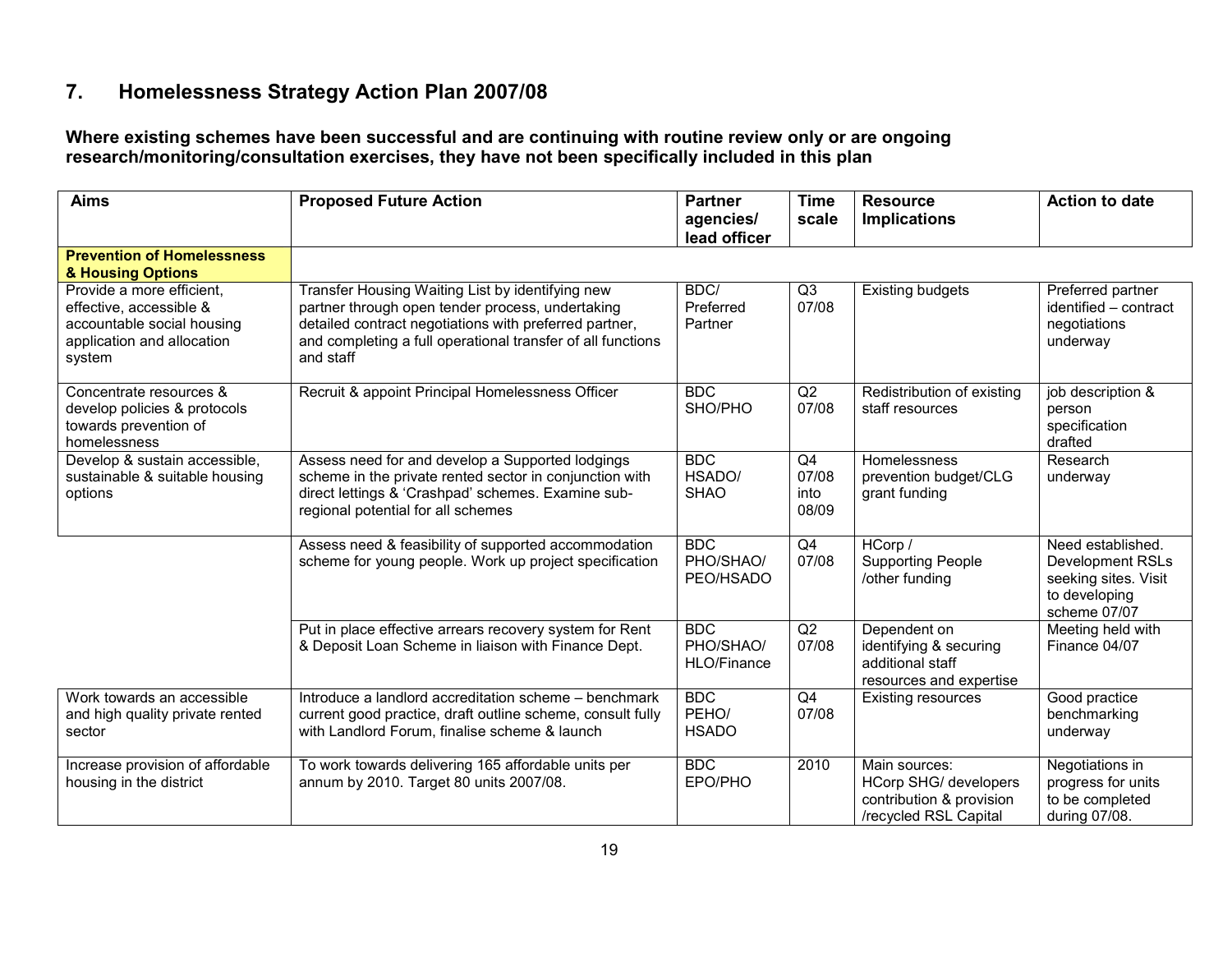## 7. Homelessness Strategy Action Plan 2007/08

**Where existing schemes have been successful and are continuing with routine review only or are ongoing research/monitoring/consultation exercises, they have not been specifically included in this plan**

| Aims | Proposed Future Action | Partner agencies/ lead officer | Time scale | Resource Implications | Action to date |
|---|---|---|---|---|---|
| **Prevention of Homelessness & Housing Options** | | | | | |
| Provide a more efficient, effective, accessible & accountable social housing application and allocation system | Transfer Housing Waiting List by identifying new partner through open tender process, undertaking detailed contract negotiations with preferred partner, and completing a full operational transfer of all functions and staff | BDC/ Preferred Partner | Q3 07/08 | Existing budgets | Preferred partner identified – contract negotiations underway |
| Concentrate resources & develop policies & protocols towards prevention of homelessness | Recruit & appoint Principal Homelessness Officer | BDC SHO/PHO | Q2 07/08 | Redistribution of existing staff resources | job description & person specification drafted |
| Develop & sustain accessible, sustainable & suitable housing options | Assess need for and develop a Supported lodgings scheme in the private rented sector in conjunction with direct lettings & 'Crashpad' schemes. Examine sub-regional potential for all schemes | BDC HSADO/ SHAO | Q4 07/08 into 08/09 | Homelessness prevention budget/CLG grant funding | Research underway |
| | Assess need & feasibility of supported accommodation scheme for young people. Work up project specification | BDC PHO/SHAO/ PEO/HSADO | Q4 07/08 | HCorp / Supporting People /other funding | Need established. Development RSLs seeking sites. Visit to developing scheme 07/07 |
| | Put in place effective arrears recovery system for Rent & Deposit Loan Scheme in liaison with Finance Dept. | BDC PHO/SHAO/ HLO/Finance | Q2 07/08 | Dependent on identifying & securing additional staff resources and expertise | Meeting held with Finance 04/07 |
| Work towards an accessible and high quality private rented sector | Introduce a landlord accreditation scheme – benchmark current good practice, draft outline scheme, consult fully with Landlord Forum, finalise scheme & launch | BDC PEHO/ HSADO | Q4 07/08 | Existing resources | Good practice benchmarking underway |
| Increase provision of affordable housing in the district | To work towards delivering 165 affordable units per annum by 2010. Target 80 units 2007/08. | BDC EPO/PHO | 2010 | Main sources: HCorp SHG/ developers contribution & provision /recycled RSL Capital | Negotiations in progress for units to be completed during 07/08. |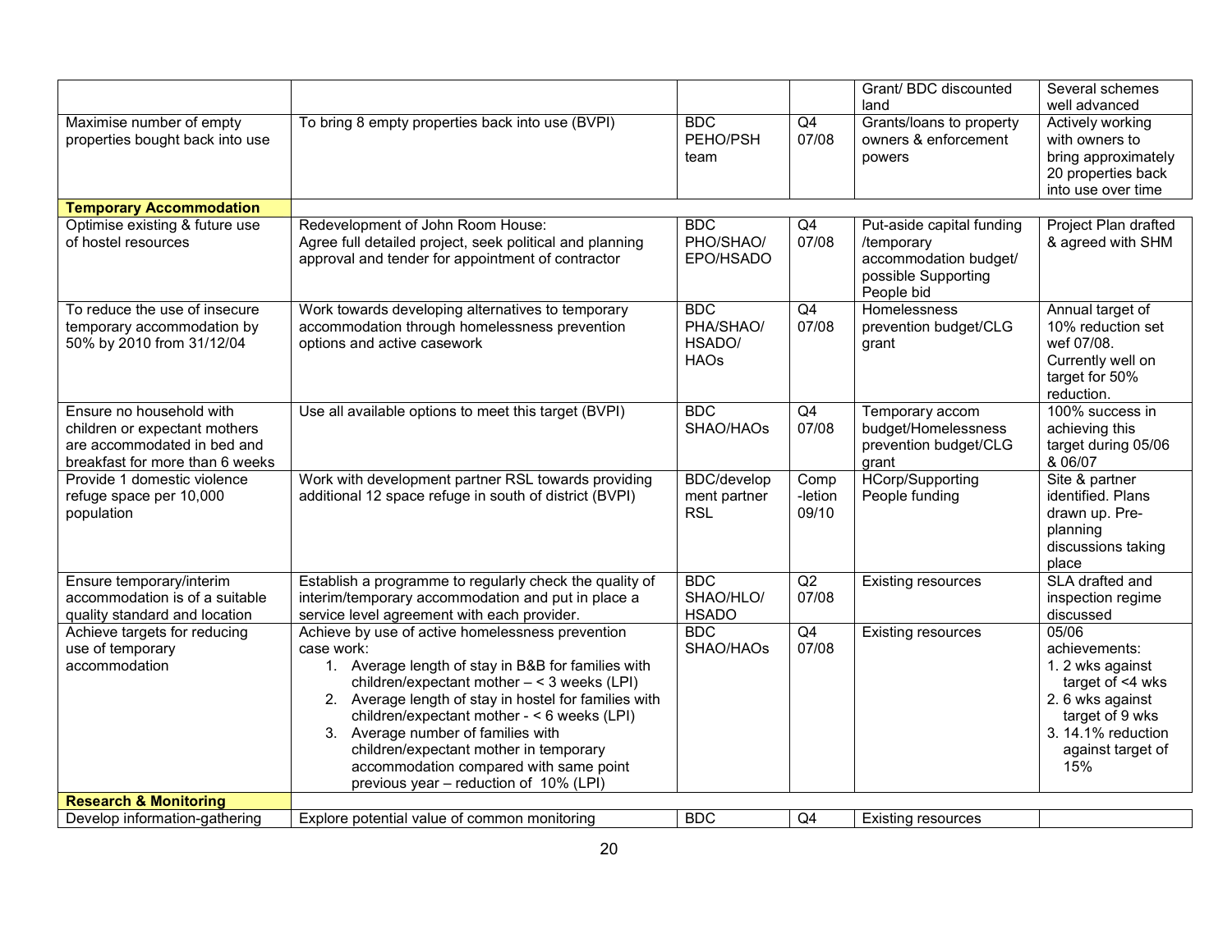| | | | | | |
|---|---|---|---|---|---|
| | | | | Grant/ BDC discounted land | Several schemes well advanced |
| Maximise number of empty properties bought back into use | To bring 8 empty properties back into use (BVPI) | BDC PEHO/PSH team | Q4 07/08 | Grants/loans to property owners & enforcement powers | Actively working with owners to bring approximately 20 properties back into use over time |
| **Temporary Accommodation** | | | | | |
| Optimise existing & future use of hostel resources | Redevelopment of John Room House: Agree full detailed project, seek political and planning approval and tender for appointment of contractor | BDC PHO/SHAO/ EPO/HSADO | Q4 07/08 | Put-aside capital funding /temporary accommodation budget/ possible Supporting People bid | Project Plan drafted & agreed with SHM |
| To reduce the use of insecure temporary accommodation by 50% by 2010 from 31/12/04 | Work towards developing alternatives to temporary accommodation through homelessness prevention options and active casework | BDC PHA/SHAO/ HSADO/ HAOs | Q4 07/08 | Homelessness prevention budget/CLG grant | Annual target of 10% reduction set wef 07/08. Currently well on target for 50% reduction. |
| Ensure no household with children or expectant mothers are accommodated in bed and breakfast for more than 6 weeks | Use all available options to meet this target (BVPI) | BDC SHAO/HAOs | Q4 07/08 | Temporary accom budget/Homelessness prevention budget/CLG grant | 100% success in achieving this target during 05/06 & 06/07 |
| Provide 1 domestic violence refuge space per 10,000 population | Work with development partner RSL towards providing additional 12 space refuge in south of district (BVPI) | BDC/develop ment partner RSL | Comp -letion 09/10 | HCorp/Supporting People funding | Site & partner identified. Plans drawn up. Pre-planning discussions taking place |
| Ensure temporary/interim accommodation is of a suitable quality standard and location | Establish a programme to regularly check the quality of interim/temporary accommodation and put in place a service level agreement with each provider. | BDC SHAO/HLO/ HSADO | Q2 07/08 | Existing resources | SLA drafted and inspection regime discussed |
| Achieve targets for reducing use of temporary accommodation | Achieve by use of active homelessness prevention case work:<br>1. Average length of stay in B&B for families with children/expectant mother – < 3 weeks (LPI)<br>2. Average length of stay in hostel for families with children/expectant mother - < 6 weeks (LPI)<br>3. Average number of families with children/expectant mother in temporary accommodation compared with same point previous year – reduction of 10% (LPI) | BDC SHAO/HAOs | Q4 07/08 | Existing resources | 05/06 achievements:<br>1. 2 wks against target of <4 wks<br>2. 6 wks against target of 9 wks<br>3. 14.1% reduction against target of 15% |
| **Research & Monitoring** | | | | | |
| Develop information-gathering | Explore potential value of common monitoring | BDC | Q4 | Existing resources | |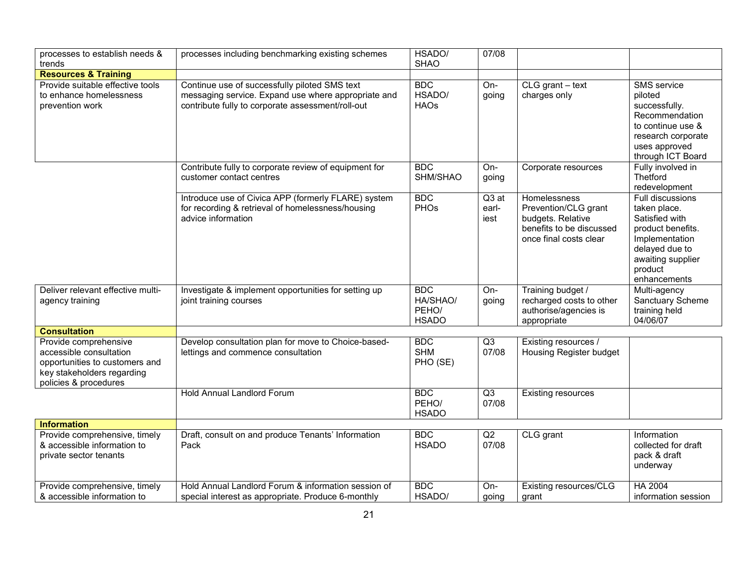| | | | | | |
|---|---|---|---|---|---|
| processes to establish needs & trends | processes including benchmarking existing schemes | HSADO/ SHAO | 07/08 | | |
| **Resources & Training** | | | | | |
| Provide suitable effective tools to enhance homelessness prevention work | Continue use of successfully piloted SMS text messaging service. Expand use where appropriate and contribute fully to corporate assessment/roll-out | BDC HSADO/ HAOs | On-going | CLG grant – text charges only | SMS service piloted successfully. Recommendation to continue use & research corporate uses approved through ICT Board |
| | Contribute fully to corporate review of equipment for customer contact centres | BDC SHM/SHAO | On-going | Corporate resources | Fully involved in Thetford redevelopment |
| | Introduce use of Civica APP (formerly FLARE) system for recording & retrieval of homelessness/housing advice information | BDC PHOs | Q3 at earl-iest | Homelessness Prevention/CLG grant budgets. Relative benefits to be discussed once final costs clear | Full discussions taken place. Satisfied with product benefits. Implementation delayed due to awaiting supplier product enhancements |
| Deliver relevant effective multi-agency training | Investigate & implement opportunities for setting up joint training courses | BDC HA/SHAO/ PEHO/ HSADO | On-going | Training budget / recharged costs to other authorise/agencies is appropriate | Multi-agency Sanctuary Scheme training held 04/06/07 |
| **Consultation** | | | | | |
| Provide comprehensive accessible consultation opportunities to customers and key stakeholders regarding policies & procedures | Develop consultation plan for move to Choice-based-lettings and commence consultation | BDC SHM PHO (SE) | Q3 07/08 | Existing resources / Housing Register budget | |
| | Hold Annual Landlord Forum | BDC PEHO/ HSADO | Q3 07/08 | Existing resources | |
| **Information** | | | | | |
| Provide comprehensive, timely & accessible information to private sector tenants | Draft, consult on and produce Tenants' Information Pack | BDC HSADO | Q2 07/08 | CLG grant | Information collected for draft pack & draft underway |
| Provide comprehensive, timely & accessible information to | Hold Annual Landlord Forum & information session of special interest as appropriate. Produce 6-monthly | BDC HSADO/ | On-going | Existing resources/CLG grant | HA 2004 information session |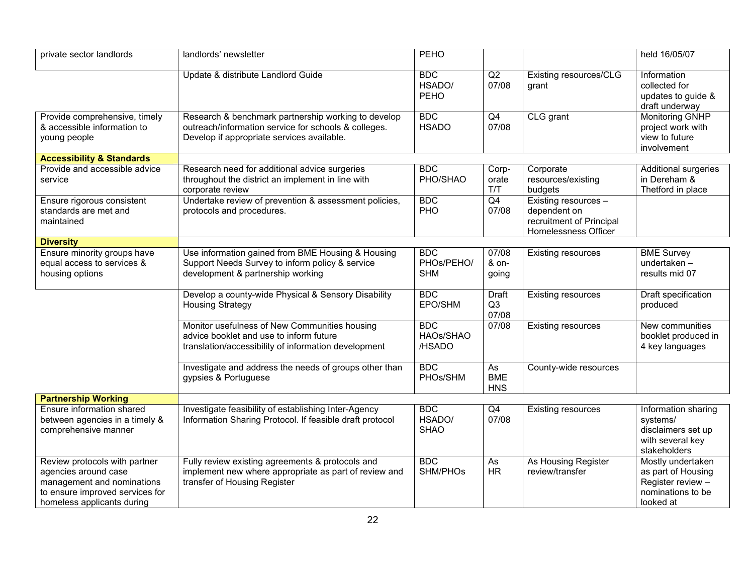| | | | | | |
|---|---|---|---|---|---|
| private sector landlords | landlords' newsletter | PEHO | | | held 16/05/07 |
| | Update & distribute Landlord Guide | BDC HSADO/ PEHO | Q2 07/08 | Existing resources/CLG grant | Information collected for updates to guide & draft underway |
| Provide comprehensive, timely & accessible information to young people | Research & benchmark partnership working to develop outreach/information service for schools & colleges. Develop if appropriate services available. | BDC HSADO | Q4 07/08 | CLG grant | Monitoring GNHP project work with view to future involvement |
| **Accessibility & Standards** | | | | | |
| Provide and accessible advice service | Research need for additional advice surgeries throughout the district an implement in line with corporate review | BDC PHO/SHAO | Corp-orate T/T | Corporate resources/existing budgets | Additional surgeries in Dereham & Thetford in place |
| Ensure rigorous consistent standards are met and maintained | Undertake review of prevention & assessment policies, protocols and procedures. | BDC PHO | Q4 07/08 | Existing resources – dependent on recruitment of Principal Homelessness Officer | |
| **Diversity** | | | | | |
| Ensure minority groups have equal access to services & housing options | Use information gained from BME Housing & Housing Support Needs Survey to inform policy & service development & partnership working | BDC PHOs/PEHO/ SHM | 07/08 & on-going | Existing resources | BME Survey undertaken – results mid 07 |
| | Develop a county-wide Physical & Sensory Disability Housing Strategy | BDC EPO/SHM | Draft Q3 07/08 | Existing resources | Draft specification produced |
| | Monitor usefulness of New Communities housing advice booklet and use to inform future translation/accessibility of information development | BDC HAOs/SHAO /HSADO | 07/08 | Existing resources | New communities booklet produced in 4 key languages |
| | Investigate and address the needs of groups other than gypsies & Portuguese | BDC PHOs/SHM | As BME HNS | County-wide resources | |
| **Partnership Working** | | | | | |
| Ensure information shared between agencies in a timely & comprehensive manner | Investigate feasibility of establishing Inter-Agency Information Sharing Protocol. If feasible draft protocol | BDC HSADO/ SHAO | Q4 07/08 | Existing resources | Information sharing systems/ disclaimers set up with several key stakeholders |
| Review protocols with partner agencies around case management and nominations to ensure improved services for homeless applicants during | Fully review existing agreements & protocols and implement new where appropriate as part of review and transfer of Housing Register | BDC SHM/PHOs | As HR | As Housing Register review/transfer | Mostly undertaken as part of Housing Register review – nominations to be looked at |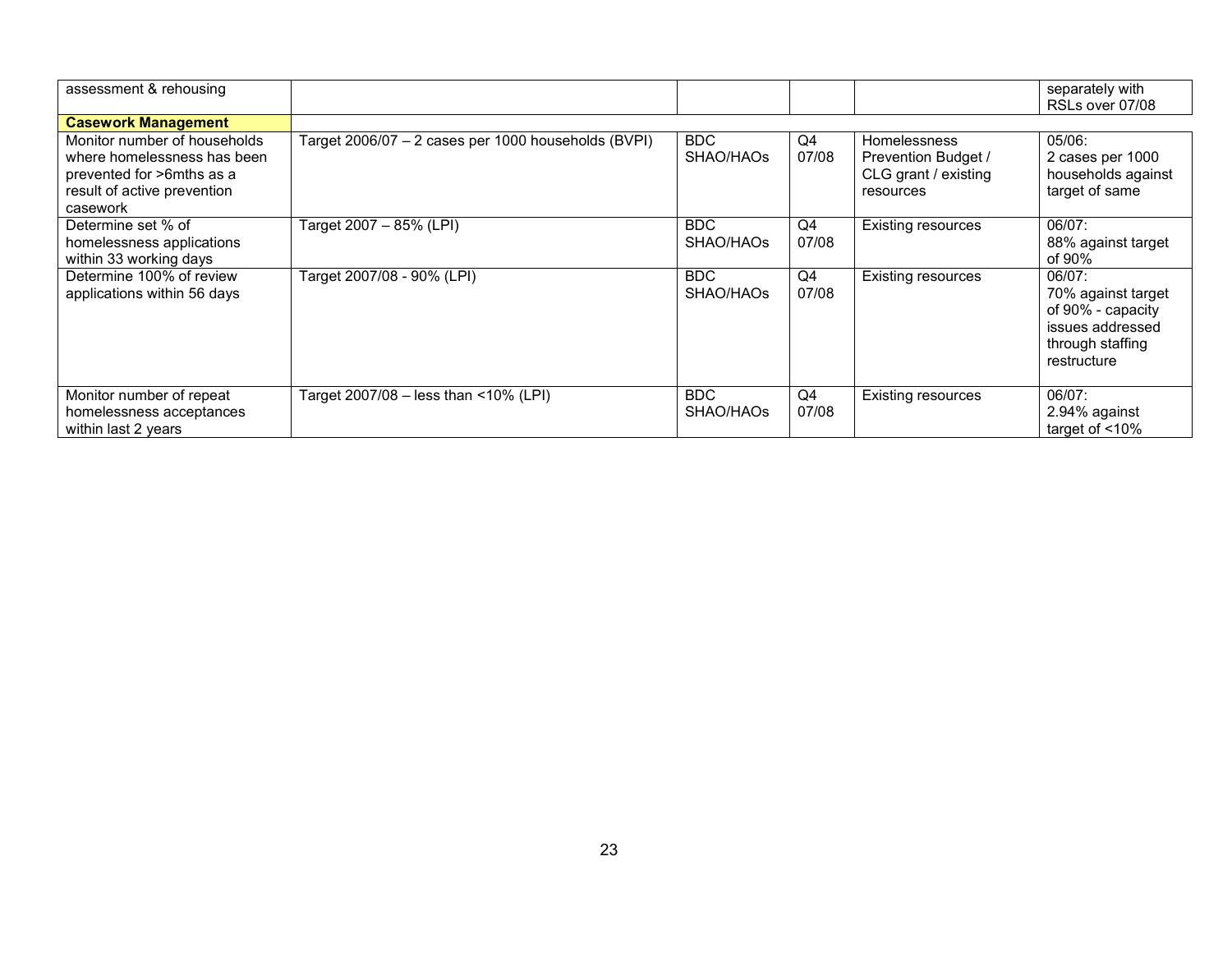| | | | | | |
|---|---|---|---|---|---|
| assessment & rehousing | | | | | separately with RSLs over 07/08 |
| **Casework Management** | | | | | |
| Monitor number of households where homelessness has been prevented for >6mths as a result of active prevention casework | Target 2006/07 – 2 cases per 1000 households (BVPI) | BDC SHAO/HAOs | Q4 07/08 | Homelessness Prevention Budget / CLG grant / existing resources | 05/06: 2 cases per 1000 households against target of same |
| Determine set % of homelessness applications within 33 working days | Target 2007 – 85% (LPI) | BDC SHAO/HAOs | Q4 07/08 | Existing resources | 06/07: 88% against target of 90% |
| Determine 100% of review applications within 56 days | Target 2007/08 - 90% (LPI) | BDC SHAO/HAOs | Q4 07/08 | Existing resources | 06/07: 70% against target of 90% - capacity issues addressed through staffing restructure |
| Monitor number of repeat homelessness acceptances within last 2 years | Target 2007/08 – less than <10% (LPI) | BDC SHAO/HAOs | Q4 07/08 | Existing resources | 06/07: 2.94% against target of <10% |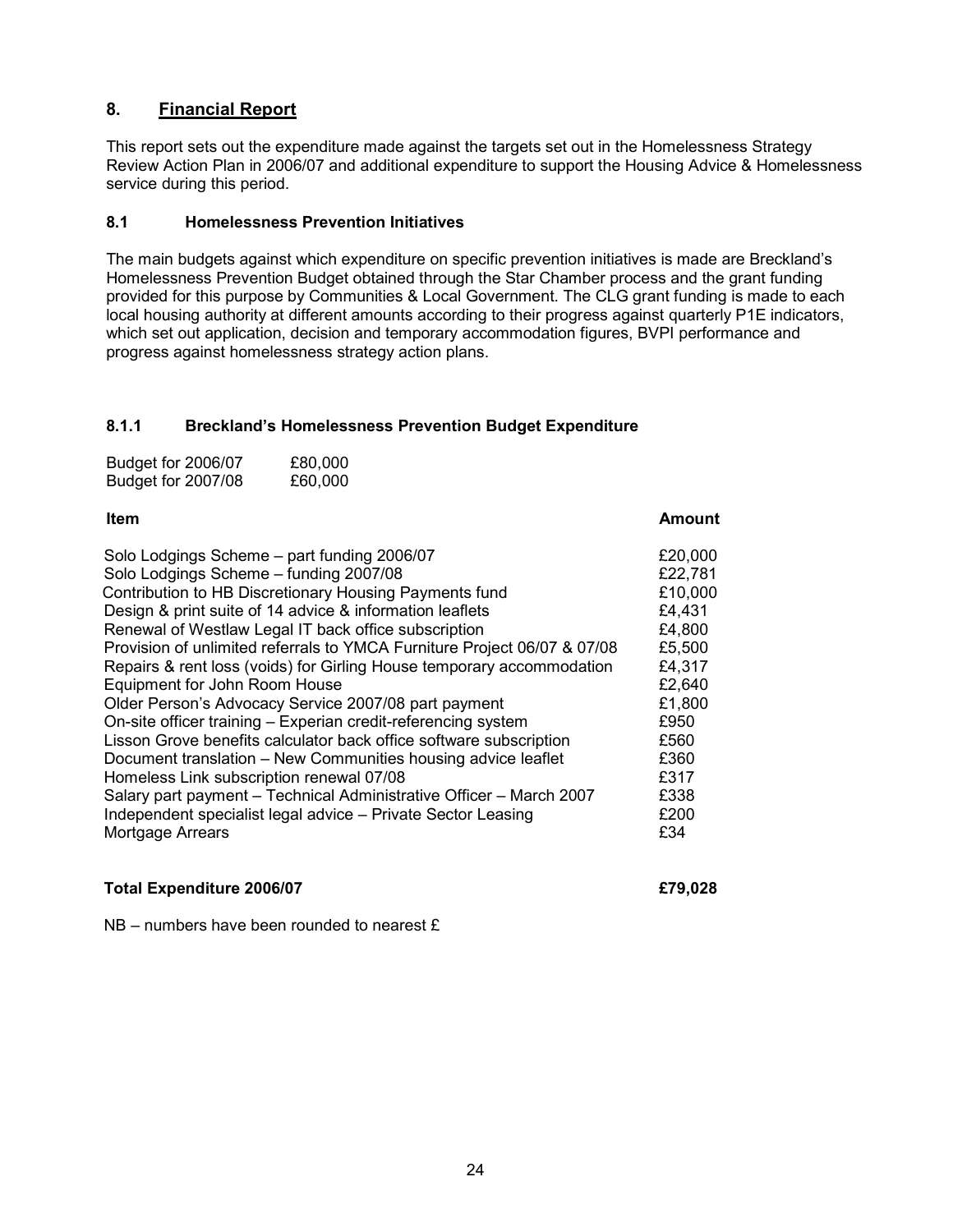## 8. Financial Report

This report sets out the expenditure made against the targets set out in the Homelessness Strategy Review Action Plan in 2006/07 and additional expenditure to support the Housing Advice & Homelessness service during this period.

### 8.1 Homelessness Prevention Initiatives

The main budgets against which expenditure on specific prevention initiatives is made are Breckland's Homelessness Prevention Budget obtained through the Star Chamber process and the grant funding provided for this purpose by Communities & Local Government. The CLG grant funding is made to each local housing authority at different amounts according to their progress against quarterly P1E indicators, which set out application, decision and temporary accommodation figures, BVPI performance and progress against homelessness strategy action plans.

#### 8.1.1 Breckland's Homelessness Prevention Budget Expenditure

| | |
|---|---|
| Budget for 2006/07 | £80,000 |
| Budget for 2007/08 | £60,000 |

| Item | Amount |
|---|---|
| Solo Lodgings Scheme – part funding 2006/07 | £20,000 |
| Solo Lodgings Scheme – funding 2007/08 | £22,781 |
| Contribution to HB Discretionary Housing Payments fund | £10,000 |
| Design & print suite of 14 advice & information leaflets | £4,431 |
| Renewal of Westlaw Legal IT back office subscription | £4,800 |
| Provision of unlimited referrals to YMCA Furniture Project 06/07 & 07/08 | £5,500 |
| Repairs & rent loss (voids) for Girling House temporary accommodation | £4,317 |
| Equipment for John Room House | £2,640 |
| Older Person's Advocacy Service 2007/08 part payment | £1,800 |
| On-site officer training – Experian credit-referencing system | £950 |
| Lisson Grove benefits calculator back office software subscription | £560 |
| Document translation – New Communities housing advice leaflet | £360 |
| Homeless Link subscription renewal 07/08 | £317 |
| Salary part payment – Technical Administrative Officer – March 2007 | £338 |
| Independent specialist legal advice – Private Sector Leasing | £200 |
| Mortgage Arrears | £34 |
| **Total Expenditure 2006/07** | **£79,028** |

NB – numbers have been rounded to nearest £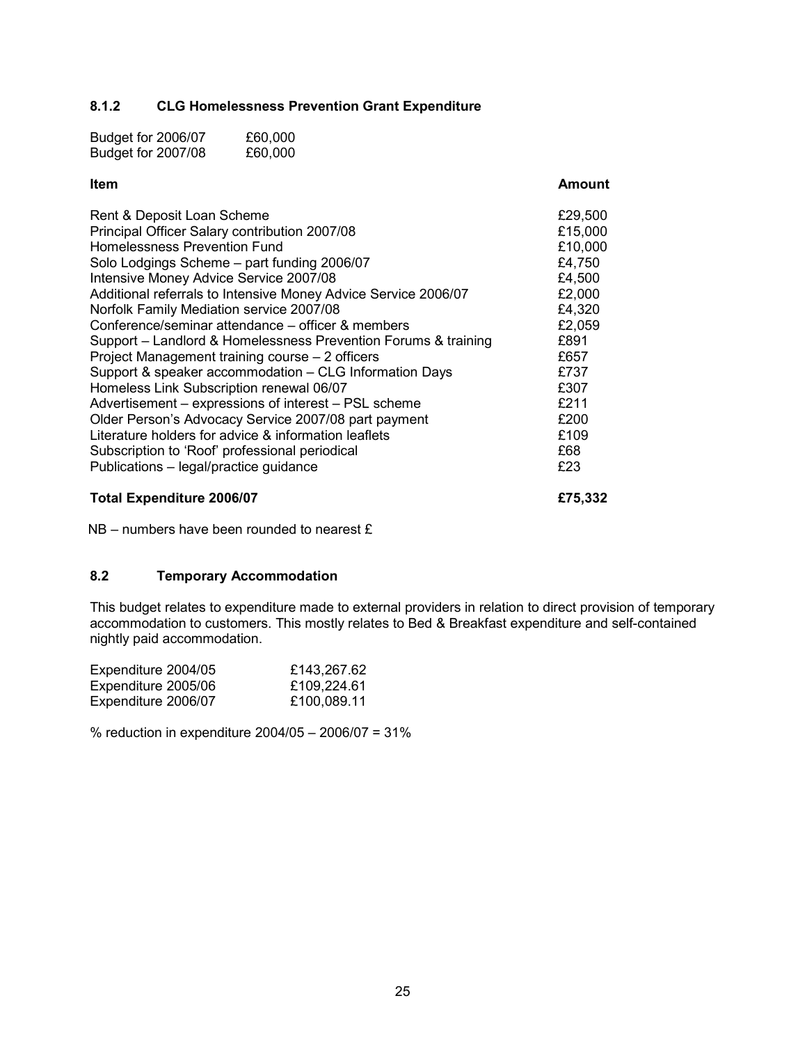### 8.1.2 CLG Homelessness Prevention Grant Expenditure

| | |
|---|---|
| Budget for 2006/07 | £60,000 |
| Budget for 2007/08 | £60,000 |

| Item | Amount |
|---|---|
| Rent & Deposit Loan Scheme | £29,500 |
| Principal Officer Salary contribution 2007/08 | £15,000 |
| Homelessness Prevention Fund | £10,000 |
| Solo Lodgings Scheme – part funding 2006/07 | £4,750 |
| Intensive Money Advice Service 2007/08 | £4,500 |
| Additional referrals to Intensive Money Advice Service 2006/07 | £2,000 |
| Norfolk Family Mediation service 2007/08 | £4,320 |
| Conference/seminar attendance – officer & members | £2,059 |
| Support – Landlord & Homelessness Prevention Forums & training | £891 |
| Project Management training course – 2 officers | £657 |
| Support & speaker accommodation – CLG Information Days | £737 |
| Homeless Link Subscription renewal 06/07 | £307 |
| Advertisement – expressions of interest – PSL scheme | £211 |
| Older Person's Advocacy Service 2007/08 part payment | £200 |
| Literature holders for advice & information leaflets | £109 |
| Subscription to 'Roof' professional periodical | £68 |
| Publications – legal/practice guidance | £23 |
| **Total Expenditure 2006/07** | **£75,332** |

NB – numbers have been rounded to nearest £

### 8.2 Temporary Accommodation

This budget relates to expenditure made to external providers in relation to direct provision of temporary accommodation to customers. This mostly relates to Bed & Breakfast expenditure and self-contained nightly paid accommodation.

| | |
|---|---|
| Expenditure 2004/05 | £143,267.62 |
| Expenditure 2005/06 | £109,224.61 |
| Expenditure 2006/07 | £100,089.11 |

% reduction in expenditure 2004/05 – 2006/07 = 31%